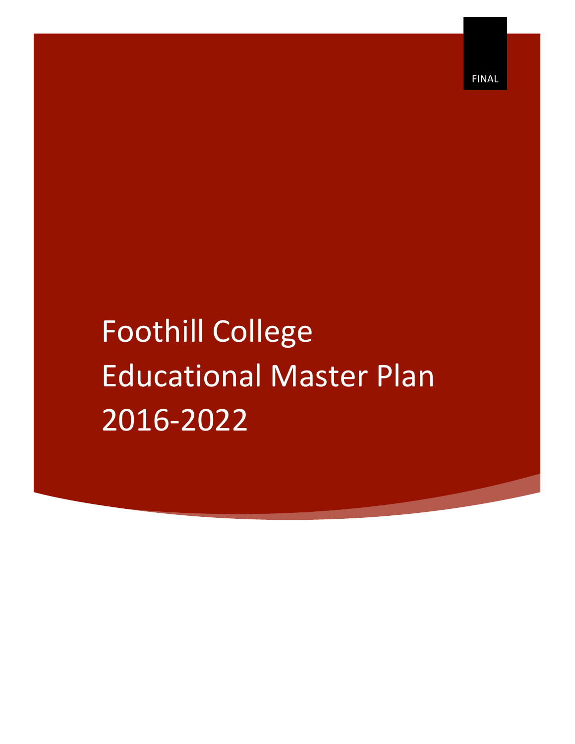FINAL

# Foothill College Educational Master Plan 2016-2022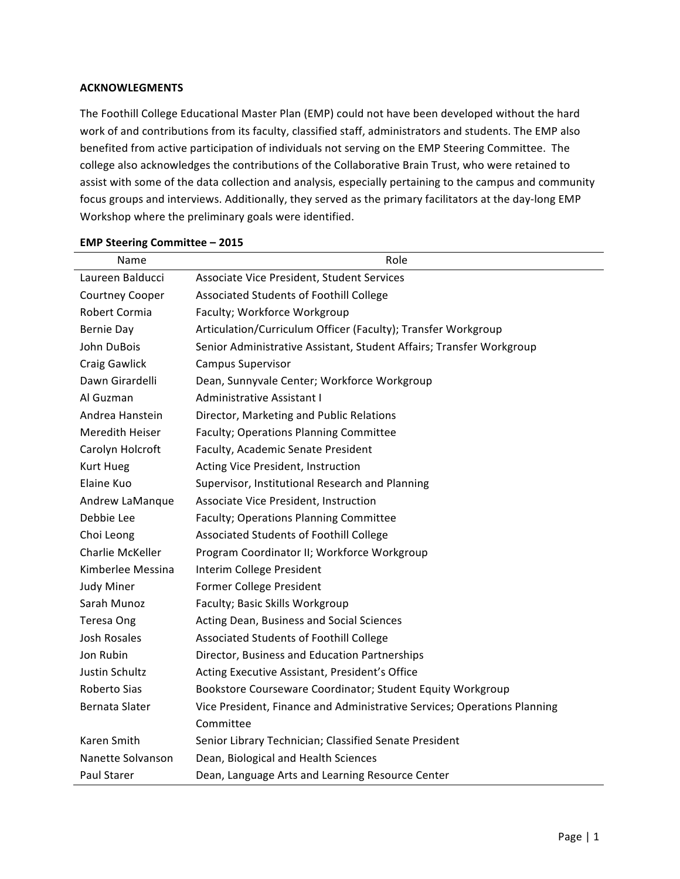**ACKNOWLEGMENTS**

The Foothill College Educational Master Plan (EMP) could not have been developed without the hard work of and contributions from its faculty, classified staff, administrators and students. The EMP also benefited from active participation of individuals not serving on the EMP Steering Committee. The college also acknowledges the contributions of the Collaborative Brain Trust, who were retained to assist with some of the data collection and analysis, especially pertaining to the campus and community focus groups and interviews. Additionally, they served as the primary facilitators at the day-long EMP Workshop where the preliminary goals were identified.

**EMP Steering Committee – 2015**

| Name | Role |
|---|---|
| Laureen Balducci | Associate Vice President, Student Services |
| Courtney Cooper | Associated Students of Foothill College |
| Robert Cormia | Faculty; Workforce Workgroup |
| Bernie Day | Articulation/Curriculum Officer (Faculty); Transfer Workgroup |
| John DuBois | Senior Administrative Assistant, Student Affairs; Transfer Workgroup |
| Craig Gawlick | Campus Supervisor |
| Dawn Girardelli | Dean, Sunnyvale Center; Workforce Workgroup |
| Al Guzman | Administrative Assistant I |
| Andrea Hanstein | Director, Marketing and Public Relations |
| Meredith Heiser | Faculty; Operations Planning Committee |
| Carolyn Holcroft | Faculty, Academic Senate President |
| Kurt Hueg | Acting Vice President, Instruction |
| Elaine Kuo | Supervisor, Institutional Research and Planning |
| Andrew LaManque | Associate Vice President, Instruction |
| Debbie Lee | Faculty; Operations Planning Committee |
| Choi Leong | Associated Students of Foothill College |
| Charlie McKeller | Program Coordinator II; Workforce Workgroup |
| Kimberlee Messina | Interim College President |
| Judy Miner | Former College President |
| Sarah Munoz | Faculty; Basic Skills Workgroup |
| Teresa Ong | Acting Dean, Business and Social Sciences |
| Josh Rosales | Associated Students of Foothill College |
| Jon Rubin | Director, Business and Education Partnerships |
| Justin Schultz | Acting Executive Assistant, President's Office |
| Roberto Sias | Bookstore Courseware Coordinator; Student Equity Workgroup |
| Bernata Slater | Vice President, Finance and Administrative Services; Operations Planning Committee |
| Karen Smith | Senior Library Technician; Classified Senate President |
| Nanette Solvanson | Dean, Biological and Health Sciences |
| Paul Starer | Dean, Language Arts and Learning Resource Center |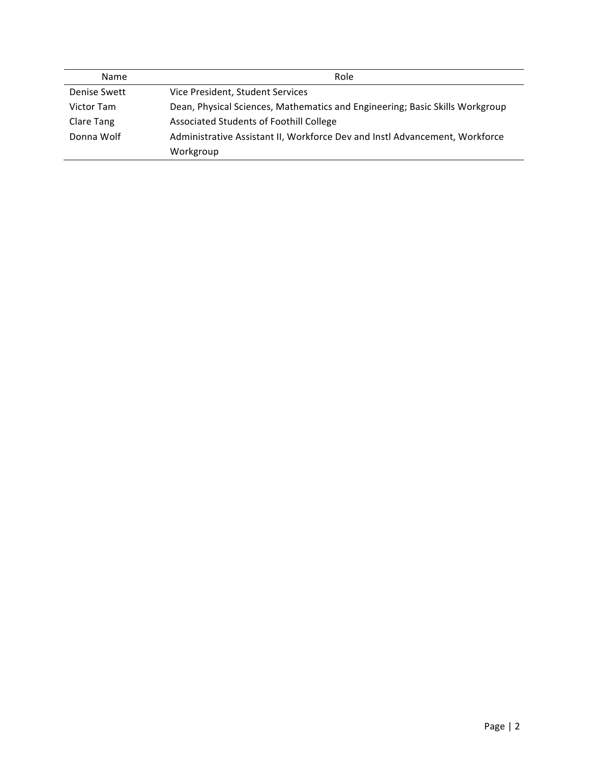| Name | Role |
| --- | --- |
| Denise Swett | Vice President, Student Services |
| Victor Tam | Dean, Physical Sciences, Mathematics and Engineering; Basic Skills Workgroup |
| Clare Tang | Associated Students of Foothill College |
| Donna Wolf | Administrative Assistant II, Workforce Dev and Instl Advancement, Workforce Workgroup |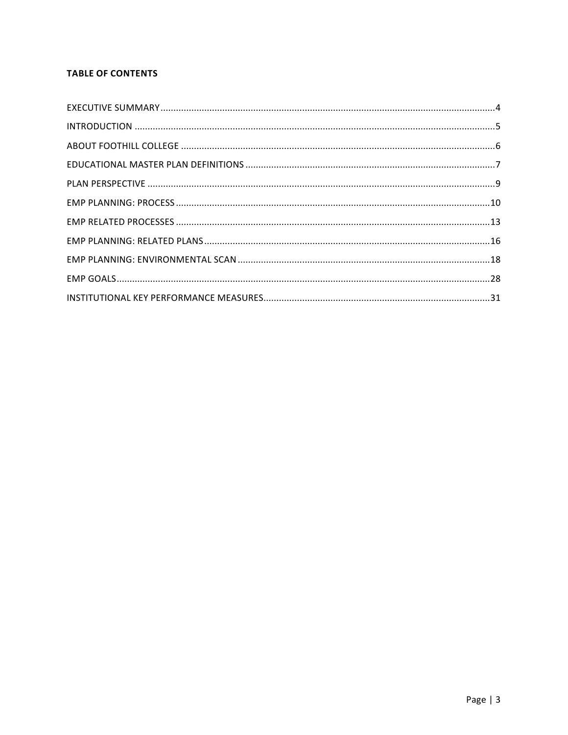**TABLE OF CONTENTS**

EXECUTIVE SUMMARY....................4
INTRODUCTION....................5
ABOUT FOOTHILL COLLEGE....................6
EDUCATIONAL MASTER PLAN DEFINITIONS....................7
PLAN PERSPECTIVE....................9
EMP PLANNING: PROCESS....................10
EMP RELATED PROCESSES....................13
EMP PLANNING: RELATED PLANS....................16
EMP PLANNING: ENVIRONMENTAL SCAN....................18
EMP GOALS....................28
INSTITUTIONAL KEY PERFORMANCE MEASURES....................31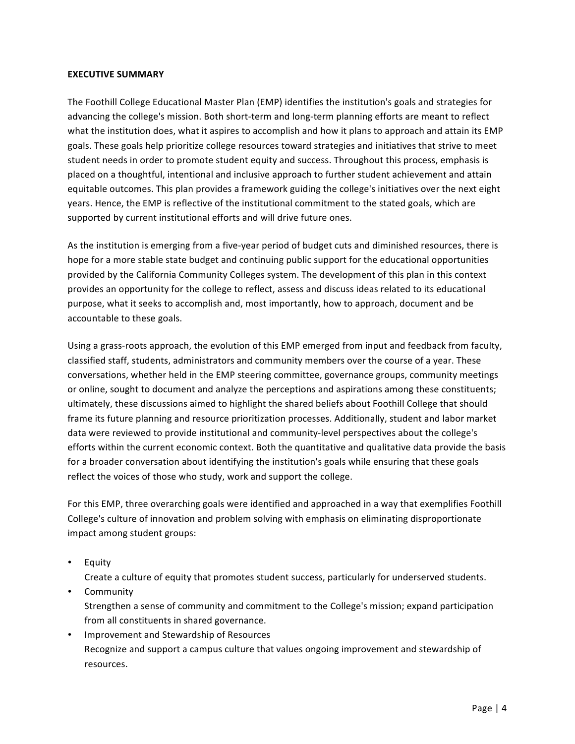## EXECUTIVE SUMMARY

The Foothill College Educational Master Plan (EMP) identifies the institution's goals and strategies for advancing the college's mission. Both short-term and long-term planning efforts are meant to reflect what the institution does, what it aspires to accomplish and how it plans to approach and attain its EMP goals. These goals help prioritize college resources toward strategies and initiatives that strive to meet student needs in order to promote student equity and success. Throughout this process, emphasis is placed on a thoughtful, intentional and inclusive approach to further student achievement and attain equitable outcomes. This plan provides a framework guiding the college's initiatives over the next eight years. Hence, the EMP is reflective of the institutional commitment to the stated goals, which are supported by current institutional efforts and will drive future ones.

As the institution is emerging from a five-year period of budget cuts and diminished resources, there is hope for a more stable state budget and continuing public support for the educational opportunities provided by the California Community Colleges system. The development of this plan in this context provides an opportunity for the college to reflect, assess and discuss ideas related to its educational purpose, what it seeks to accomplish and, most importantly, how to approach, document and be accountable to these goals.

Using a grass-roots approach, the evolution of this EMP emerged from input and feedback from faculty, classified staff, students, administrators and community members over the course of a year. These conversations, whether held in the EMP steering committee, governance groups, community meetings or online, sought to document and analyze the perceptions and aspirations among these constituents; ultimately, these discussions aimed to highlight the shared beliefs about Foothill College that should frame its future planning and resource prioritization processes. Additionally, student and labor market data were reviewed to provide institutional and community-level perspectives about the college's efforts within the current economic context. Both the quantitative and qualitative data provide the basis for a broader conversation about identifying the institution's goals while ensuring that these goals reflect the voices of those who study, work and support the college.

For this EMP, three overarching goals were identified and approached in a way that exemplifies Foothill College's culture of innovation and problem solving with emphasis on eliminating disproportionate impact among student groups:

- Equity
  Create a culture of equity that promotes student success, particularly for underserved students.
- Community
  Strengthen a sense of community and commitment to the College's mission; expand participation from all constituents in shared governance.
- Improvement and Stewardship of Resources
  Recognize and support a campus culture that values ongoing improvement and stewardship of resources.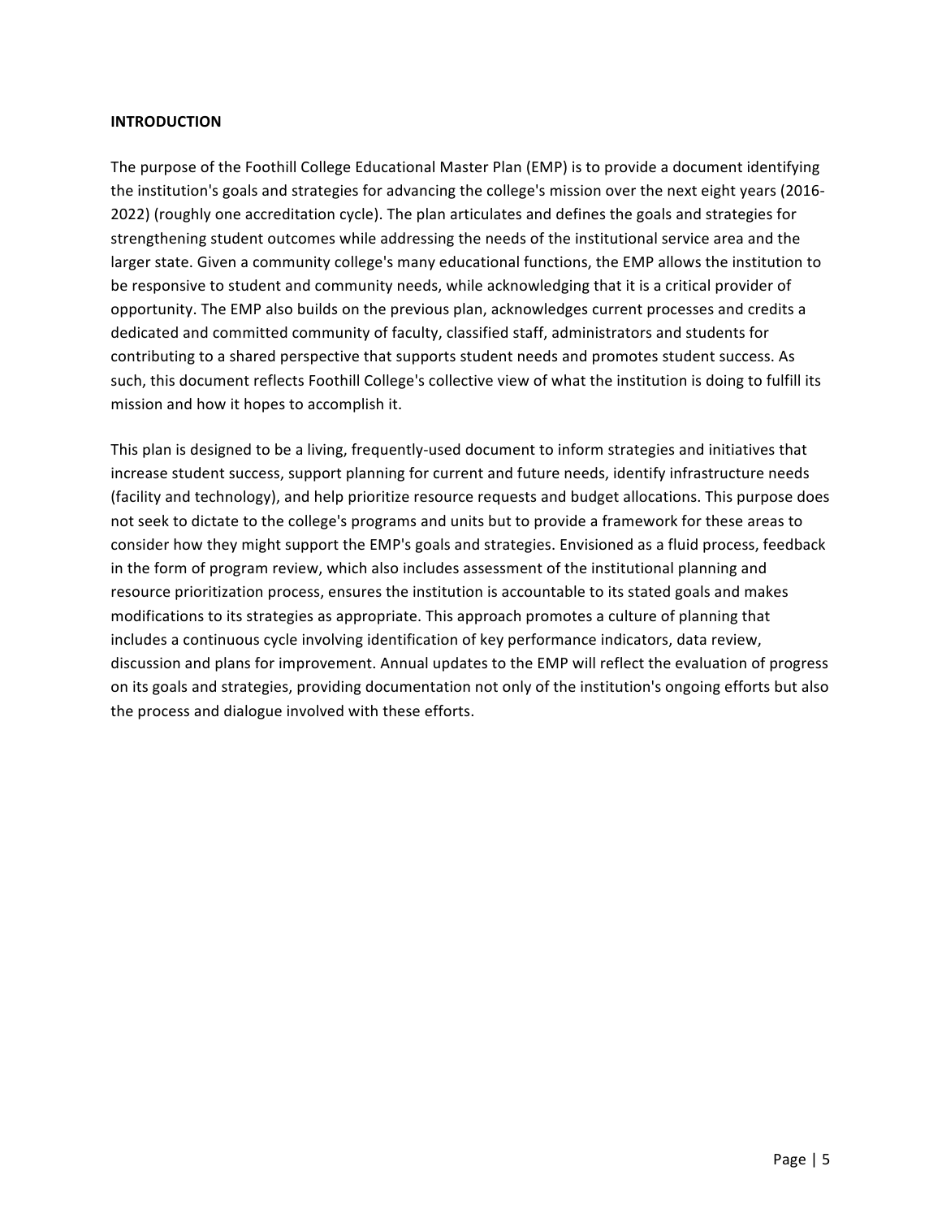## INTRODUCTION

The purpose of the Foothill College Educational Master Plan (EMP) is to provide a document identifying the institution's goals and strategies for advancing the college's mission over the next eight years (2016-2022) (roughly one accreditation cycle). The plan articulates and defines the goals and strategies for strengthening student outcomes while addressing the needs of the institutional service area and the larger state. Given a community college's many educational functions, the EMP allows the institution to be responsive to student and community needs, while acknowledging that it is a critical provider of opportunity. The EMP also builds on the previous plan, acknowledges current processes and credits a dedicated and committed community of faculty, classified staff, administrators and students for contributing to a shared perspective that supports student needs and promotes student success. As such, this document reflects Foothill College's collective view of what the institution is doing to fulfill its mission and how it hopes to accomplish it.

This plan is designed to be a living, frequently-used document to inform strategies and initiatives that increase student success, support planning for current and future needs, identify infrastructure needs (facility and technology), and help prioritize resource requests and budget allocations. This purpose does not seek to dictate to the college's programs and units but to provide a framework for these areas to consider how they might support the EMP's goals and strategies. Envisioned as a fluid process, feedback in the form of program review, which also includes assessment of the institutional planning and resource prioritization process, ensures the institution is accountable to its stated goals and makes modifications to its strategies as appropriate. This approach promotes a culture of planning that includes a continuous cycle involving identification of key performance indicators, data review, discussion and plans for improvement. Annual updates to the EMP will reflect the evaluation of progress on its goals and strategies, providing documentation not only of the institution's ongoing efforts but also the process and dialogue involved with these efforts.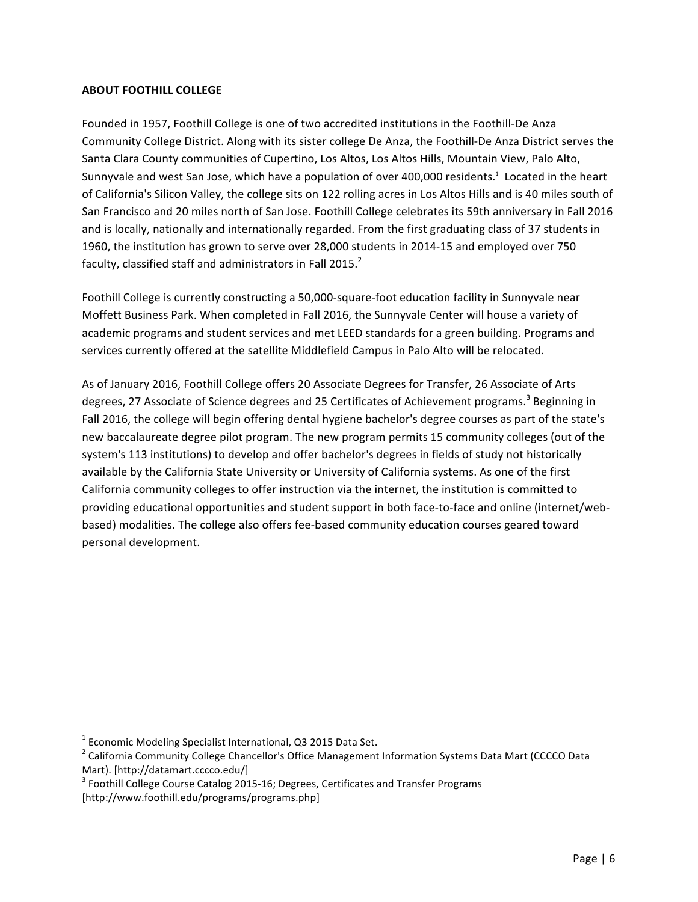**ABOUT FOOTHILL COLLEGE**

Founded in 1957, Foothill College is one of two accredited institutions in the Foothill-De Anza Community College District. Along with its sister college De Anza, the Foothill-De Anza District serves the Santa Clara County communities of Cupertino, Los Altos, Los Altos Hills, Mountain View, Palo Alto, Sunnyvale and west San Jose, which have a population of over 400,000 residents.[1] Located in the heart of California's Silicon Valley, the college sits on 122 rolling acres in Los Altos Hills and is 40 miles south of San Francisco and 20 miles north of San Jose. Foothill College celebrates its 59th anniversary in Fall 2016 and is locally, nationally and internationally regarded. From the first graduating class of 37 students in 1960, the institution has grown to serve over 28,000 students in 2014-15 and employed over 750 faculty, classified staff and administrators in Fall 2015.[2]

Foothill College is currently constructing a 50,000-square-foot education facility in Sunnyvale near Moffett Business Park. When completed in Fall 2016, the Sunnyvale Center will house a variety of academic programs and student services and met LEED standards for a green building. Programs and services currently offered at the satellite Middlefield Campus in Palo Alto will be relocated.

As of January 2016, Foothill College offers 20 Associate Degrees for Transfer, 26 Associate of Arts degrees, 27 Associate of Science degrees and 25 Certificates of Achievement programs.[3] Beginning in Fall 2016, the college will begin offering dental hygiene bachelor's degree courses as part of the state's new baccalaureate degree pilot program. The new program permits 15 community colleges (out of the system's 113 institutions) to develop and offer bachelor's degrees in fields of study not historically available by the California State University or University of California systems. As one of the first California community colleges to offer instruction via the internet, the institution is committed to providing educational opportunities and student support in both face-to-face and online (internet/web-based) modalities. The college also offers fee-based community education courses geared toward personal development.

---

[1] Economic Modeling Specialist International, Q3 2015 Data Set.

[2] California Community College Chancellor's Office Management Information Systems Data Mart (CCCCO Data Mart). [http://datamart.cccco.edu/]

[3] Foothill College Course Catalog 2015-16; Degrees, Certificates and Transfer Programs [http://www.foothill.edu/programs/programs.php]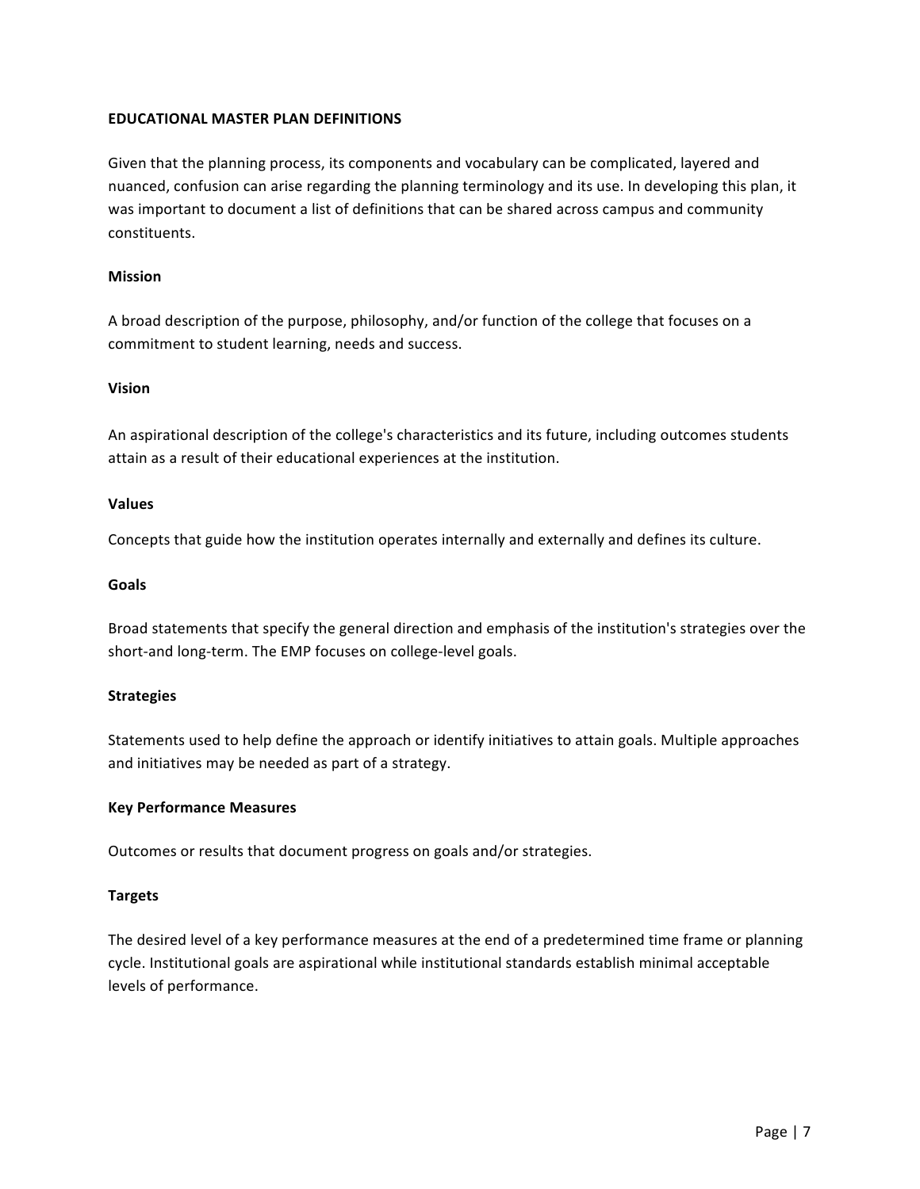## EDUCATIONAL MASTER PLAN DEFINITIONS

Given that the planning process, its components and vocabulary can be complicated, layered and nuanced, confusion can arise regarding the planning terminology and its use. In developing this plan, it was important to document a list of definitions that can be shared across campus and community constituents.

### Mission

A broad description of the purpose, philosophy, and/or function of the college that focuses on a commitment to student learning, needs and success.

### Vision

An aspirational description of the college's characteristics and its future, including outcomes students attain as a result of their educational experiences at the institution.

### Values

Concepts that guide how the institution operates internally and externally and defines its culture.

### Goals

Broad statements that specify the general direction and emphasis of the institution's strategies over the short-and long-term. The EMP focuses on college-level goals.

### Strategies

Statements used to help define the approach or identify initiatives to attain goals. Multiple approaches and initiatives may be needed as part of a strategy.

### Key Performance Measures

Outcomes or results that document progress on goals and/or strategies.

### Targets

The desired level of a key performance measures at the end of a predetermined time frame or planning cycle. Institutional goals are aspirational while institutional standards establish minimal acceptable levels of performance.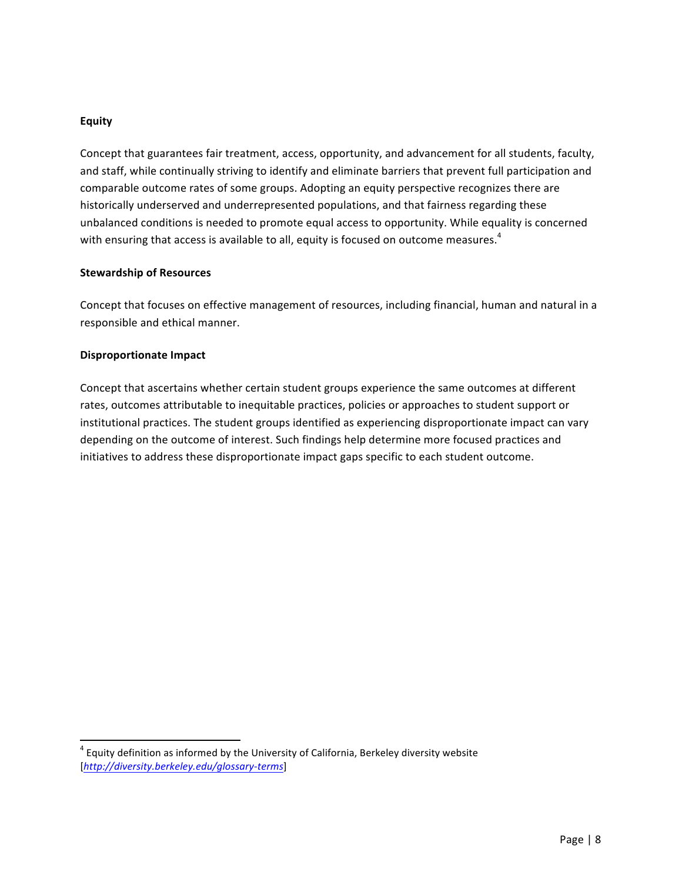**Equity**

Concept that guarantees fair treatment, access, opportunity, and advancement for all students, faculty, and staff, while continually striving to identify and eliminate barriers that prevent full participation and comparable outcome rates of some groups. Adopting an equity perspective recognizes there are historically underserved and underrepresented populations, and that fairness regarding these unbalanced conditions is needed to promote equal access to opportunity. While equality is concerned with ensuring that access is available to all, equity is focused on outcome measures.[4]

**Stewardship of Resources**

Concept that focuses on effective management of resources, including financial, human and natural in a responsible and ethical manner.

**Disproportionate Impact**

Concept that ascertains whether certain student groups experience the same outcomes at different rates, outcomes attributable to inequitable practices, policies or approaches to student support or institutional practices. The student groups identified as experiencing disproportionate impact can vary depending on the outcome of interest. Such findings help determine more focused practices and initiatives to address these disproportionate impact gaps specific to each student outcome.

---

[4] Equity definition as informed by the University of California, Berkeley diversity website [*http://diversity.berkeley.edu/glossary-terms*]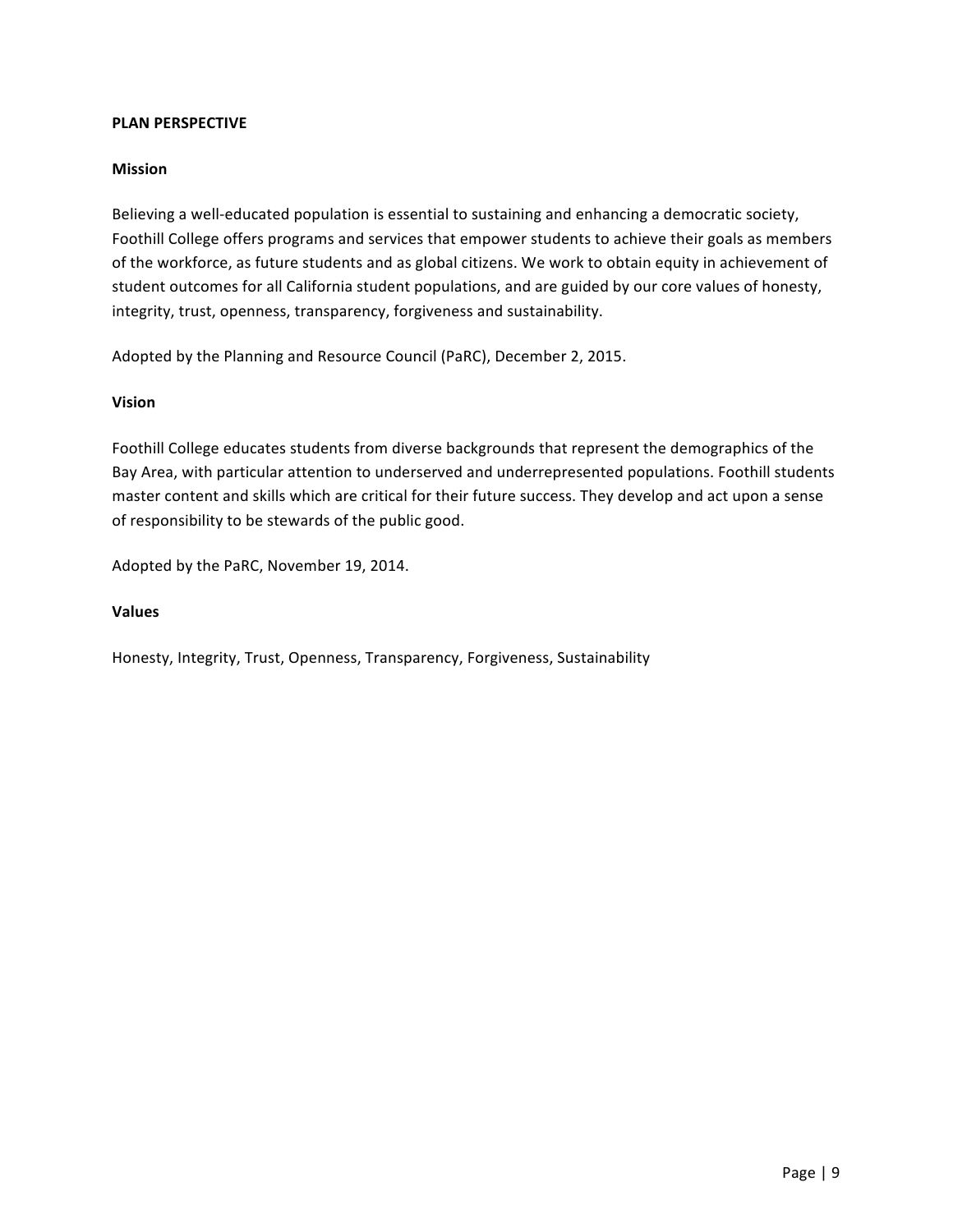## PLAN PERSPECTIVE

### Mission

Believing a well-educated population is essential to sustaining and enhancing a democratic society, Foothill College offers programs and services that empower students to achieve their goals as members of the workforce, as future students and as global citizens. We work to obtain equity in achievement of student outcomes for all California student populations, and are guided by our core values of honesty, integrity, trust, openness, transparency, forgiveness and sustainability.

Adopted by the Planning and Resource Council (PaRC), December 2, 2015.

### Vision

Foothill College educates students from diverse backgrounds that represent the demographics of the Bay Area, with particular attention to underserved and underrepresented populations. Foothill students master content and skills which are critical for their future success. They develop and act upon a sense of responsibility to be stewards of the public good.

Adopted by the PaRC, November 19, 2014.

### Values

Honesty, Integrity, Trust, Openness, Transparency, Forgiveness, Sustainability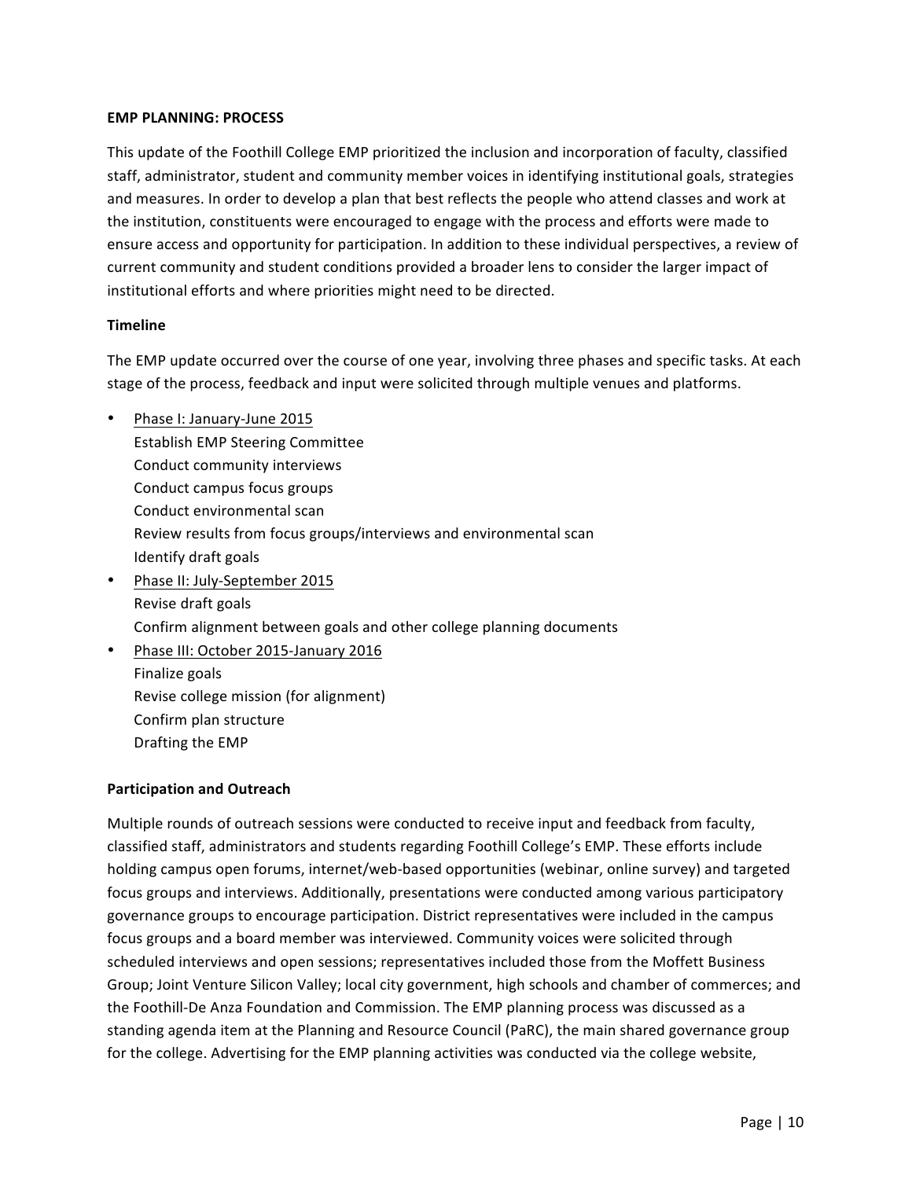## EMP PLANNING: PROCESS

This update of the Foothill College EMP prioritized the inclusion and incorporation of faculty, classified staff, administrator, student and community member voices in identifying institutional goals, strategies and measures. In order to develop a plan that best reflects the people who attend classes and work at the institution, constituents were encouraged to engage with the process and efforts were made to ensure access and opportunity for participation. In addition to these individual perspectives, a review of current community and student conditions provided a broader lens to consider the larger impact of institutional efforts and where priorities might need to be directed.

### Timeline

The EMP update occurred over the course of one year, involving three phases and specific tasks. At each stage of the process, feedback and input were solicited through multiple venues and platforms.

- Phase I: January-June 2015
  Establish EMP Steering Committee
  Conduct community interviews
  Conduct campus focus groups
  Conduct environmental scan
  Review results from focus groups/interviews and environmental scan
  Identify draft goals
- Phase II: July-September 2015
  Revise draft goals
  Confirm alignment between goals and other college planning documents
- Phase III: October 2015-January 2016
  Finalize goals
  Revise college mission (for alignment)
  Confirm plan structure
  Drafting the EMP

### Participation and Outreach

Multiple rounds of outreach sessions were conducted to receive input and feedback from faculty, classified staff, administrators and students regarding Foothill College's EMP. These efforts include holding campus open forums, internet/web-based opportunities (webinar, online survey) and targeted focus groups and interviews. Additionally, presentations were conducted among various participatory governance groups to encourage participation. District representatives were included in the campus focus groups and a board member was interviewed. Community voices were solicited through scheduled interviews and open sessions; representatives included those from the Moffett Business Group; Joint Venture Silicon Valley; local city government, high schools and chamber of commerces; and the Foothill-De Anza Foundation and Commission. The EMP planning process was discussed as a standing agenda item at the Planning and Resource Council (PaRC), the main shared governance group for the college. Advertising for the EMP planning activities was conducted via the college website,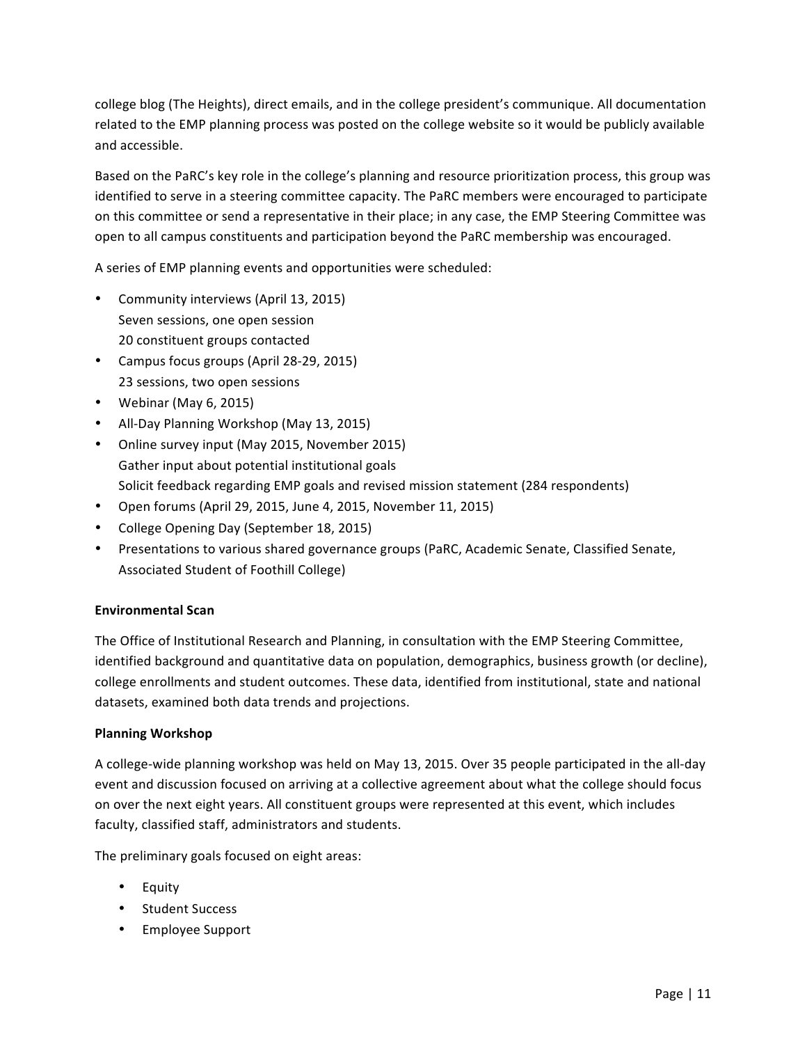college blog (The Heights), direct emails, and in the college president's communique. All documentation related to the EMP planning process was posted on the college website so it would be publicly available and accessible.

Based on the PaRC's key role in the college's planning and resource prioritization process, this group was identified to serve in a steering committee capacity. The PaRC members were encouraged to participate on this committee or send a representative in their place; in any case, the EMP Steering Committee was open to all campus constituents and participation beyond the PaRC membership was encouraged.

A series of EMP planning events and opportunities were scheduled:

- Community interviews (April 13, 2015)
  Seven sessions, one open session
  20 constituent groups contacted
- Campus focus groups (April 28-29, 2015)
  23 sessions, two open sessions
- Webinar (May 6, 2015)
- All-Day Planning Workshop (May 13, 2015)
- Online survey input (May 2015, November 2015)
  Gather input about potential institutional goals
  Solicit feedback regarding EMP goals and revised mission statement (284 respondents)
- Open forums (April 29, 2015, June 4, 2015, November 11, 2015)
- College Opening Day (September 18, 2015)
- Presentations to various shared governance groups (PaRC, Academic Senate, Classified Senate, Associated Student of Foothill College)

**Environmental Scan**

The Office of Institutional Research and Planning, in consultation with the EMP Steering Committee, identified background and quantitative data on population, demographics, business growth (or decline), college enrollments and student outcomes. These data, identified from institutional, state and national datasets, examined both data trends and projections.

**Planning Workshop**

A college-wide planning workshop was held on May 13, 2015. Over 35 people participated in the all-day event and discussion focused on arriving at a collective agreement about what the college should focus on over the next eight years. All constituent groups were represented at this event, which includes faculty, classified staff, administrators and students.

The preliminary goals focused on eight areas:

- Equity
- Student Success
- Employee Support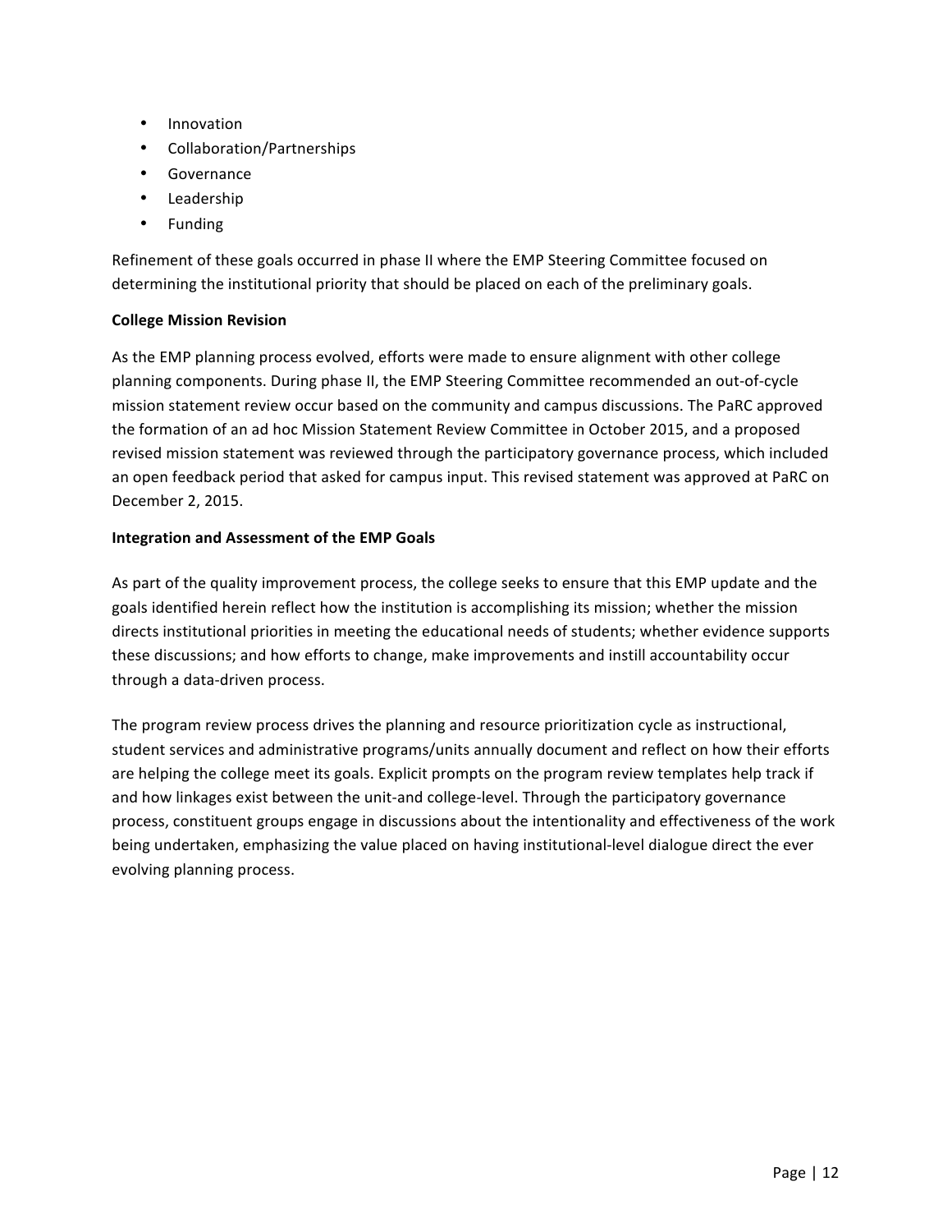- Innovation
- Collaboration/Partnerships
- Governance
- Leadership
- Funding

Refinement of these goals occurred in phase II where the EMP Steering Committee focused on determining the institutional priority that should be placed on each of the preliminary goals.

**College Mission Revision**

As the EMP planning process evolved, efforts were made to ensure alignment with other college planning components. During phase II, the EMP Steering Committee recommended an out-of-cycle mission statement review occur based on the community and campus discussions. The PaRC approved the formation of an ad hoc Mission Statement Review Committee in October 2015, and a proposed revised mission statement was reviewed through the participatory governance process, which included an open feedback period that asked for campus input. This revised statement was approved at PaRC on December 2, 2015.

**Integration and Assessment of the EMP Goals**

As part of the quality improvement process, the college seeks to ensure that this EMP update and the goals identified herein reflect how the institution is accomplishing its mission; whether the mission directs institutional priorities in meeting the educational needs of students; whether evidence supports these discussions; and how efforts to change, make improvements and instill accountability occur through a data-driven process.

The program review process drives the planning and resource prioritization cycle as instructional, student services and administrative programs/units annually document and reflect on how their efforts are helping the college meet its goals. Explicit prompts on the program review templates help track if and how linkages exist between the unit-and college-level. Through the participatory governance process, constituent groups engage in discussions about the intentionality and effectiveness of the work being undertaken, emphasizing the value placed on having institutional-level dialogue direct the ever evolving planning process.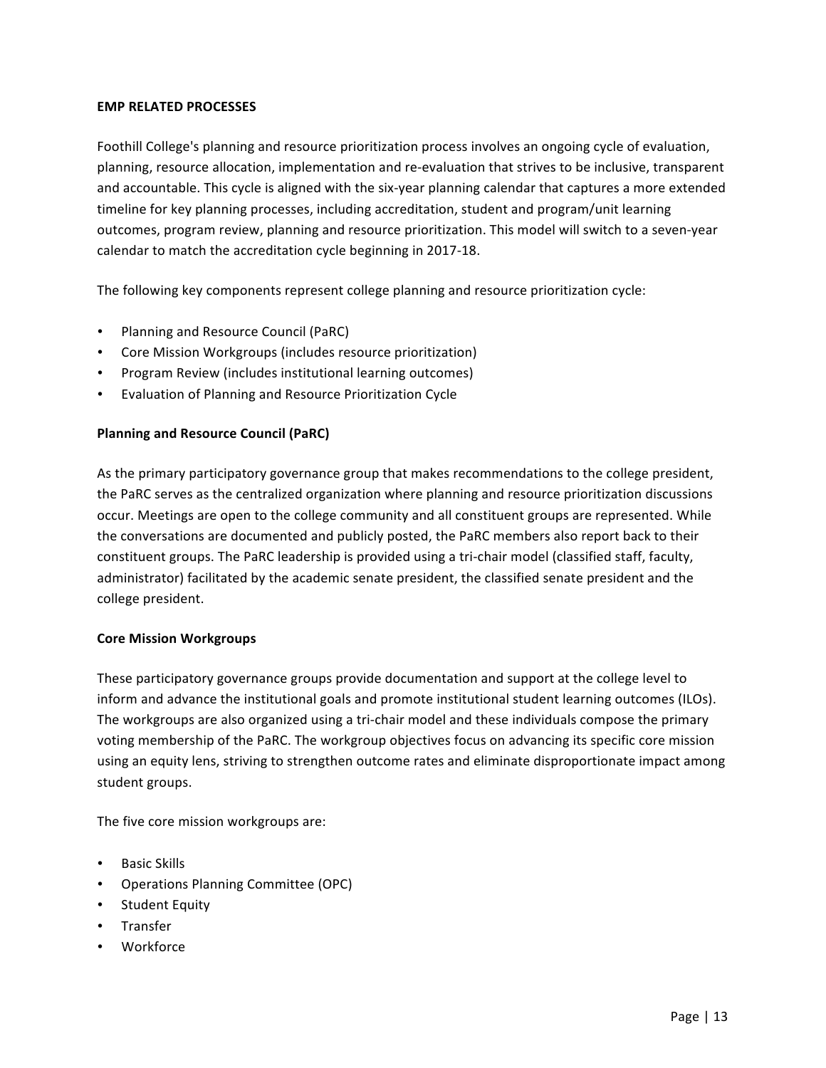## EMP RELATED PROCESSES

Foothill College's planning and resource prioritization process involves an ongoing cycle of evaluation, planning, resource allocation, implementation and re-evaluation that strives to be inclusive, transparent and accountable. This cycle is aligned with the six-year planning calendar that captures a more extended timeline for key planning processes, including accreditation, student and program/unit learning outcomes, program review, planning and resource prioritization. This model will switch to a seven-year calendar to match the accreditation cycle beginning in 2017-18.

The following key components represent college planning and resource prioritization cycle:

- Planning and Resource Council (PaRC)
- Core Mission Workgroups (includes resource prioritization)
- Program Review (includes institutional learning outcomes)
- Evaluation of Planning and Resource Prioritization Cycle

### Planning and Resource Council (PaRC)

As the primary participatory governance group that makes recommendations to the college president, the PaRC serves as the centralized organization where planning and resource prioritization discussions occur. Meetings are open to the college community and all constituent groups are represented. While the conversations are documented and publicly posted, the PaRC members also report back to their constituent groups. The PaRC leadership is provided using a tri-chair model (classified staff, faculty, administrator) facilitated by the academic senate president, the classified senate president and the college president.

### Core Mission Workgroups

These participatory governance groups provide documentation and support at the college level to inform and advance the institutional goals and promote institutional student learning outcomes (ILOs). The workgroups are also organized using a tri-chair model and these individuals compose the primary voting membership of the PaRC. The workgroup objectives focus on advancing its specific core mission using an equity lens, striving to strengthen outcome rates and eliminate disproportionate impact among student groups.

The five core mission workgroups are:

- Basic Skills
- Operations Planning Committee (OPC)
- Student Equity
- Transfer
- Workforce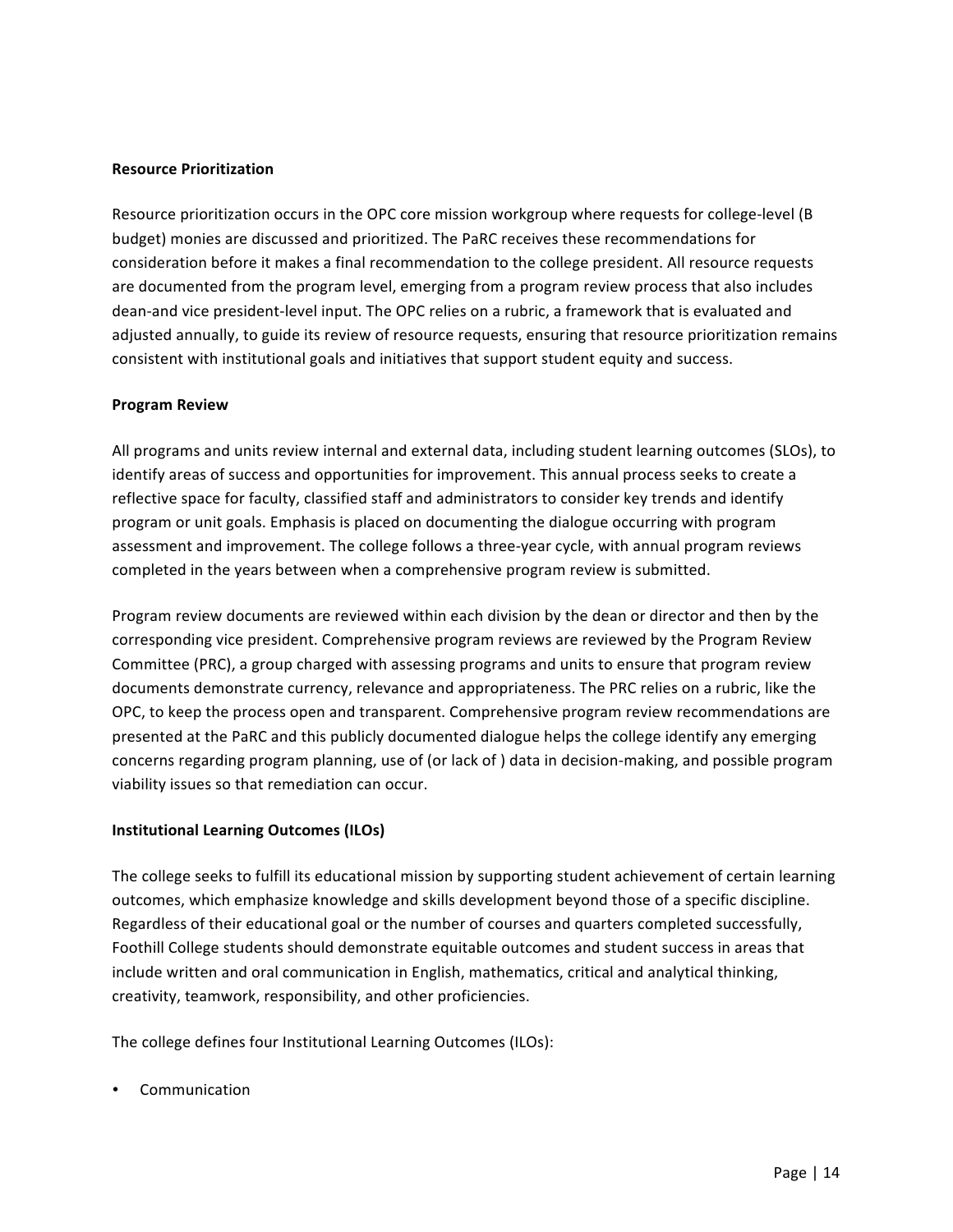### Resource Prioritization

Resource prioritization occurs in the OPC core mission workgroup where requests for college-level (B budget) monies are discussed and prioritized. The PaRC receives these recommendations for consideration before it makes a final recommendation to the college president. All resource requests are documented from the program level, emerging from a program review process that also includes dean-and vice president-level input. The OPC relies on a rubric, a framework that is evaluated and adjusted annually, to guide its review of resource requests, ensuring that resource prioritization remains consistent with institutional goals and initiatives that support student equity and success.

### Program Review

All programs and units review internal and external data, including student learning outcomes (SLOs), to identify areas of success and opportunities for improvement. This annual process seeks to create a reflective space for faculty, classified staff and administrators to consider key trends and identify program or unit goals. Emphasis is placed on documenting the dialogue occurring with program assessment and improvement. The college follows a three-year cycle, with annual program reviews completed in the years between when a comprehensive program review is submitted.

Program review documents are reviewed within each division by the dean or director and then by the corresponding vice president. Comprehensive program reviews are reviewed by the Program Review Committee (PRC), a group charged with assessing programs and units to ensure that program review documents demonstrate currency, relevance and appropriateness. The PRC relies on a rubric, like the OPC, to keep the process open and transparent. Comprehensive program review recommendations are presented at the PaRC and this publicly documented dialogue helps the college identify any emerging concerns regarding program planning, use of (or lack of ) data in decision-making, and possible program viability issues so that remediation can occur.

### Institutional Learning Outcomes (ILOs)

The college seeks to fulfill its educational mission by supporting student achievement of certain learning outcomes, which emphasize knowledge and skills development beyond those of a specific discipline. Regardless of their educational goal or the number of courses and quarters completed successfully, Foothill College students should demonstrate equitable outcomes and student success in areas that include written and oral communication in English, mathematics, critical and analytical thinking, creativity, teamwork, responsibility, and other proficiencies.

The college defines four Institutional Learning Outcomes (ILOs):

- Communication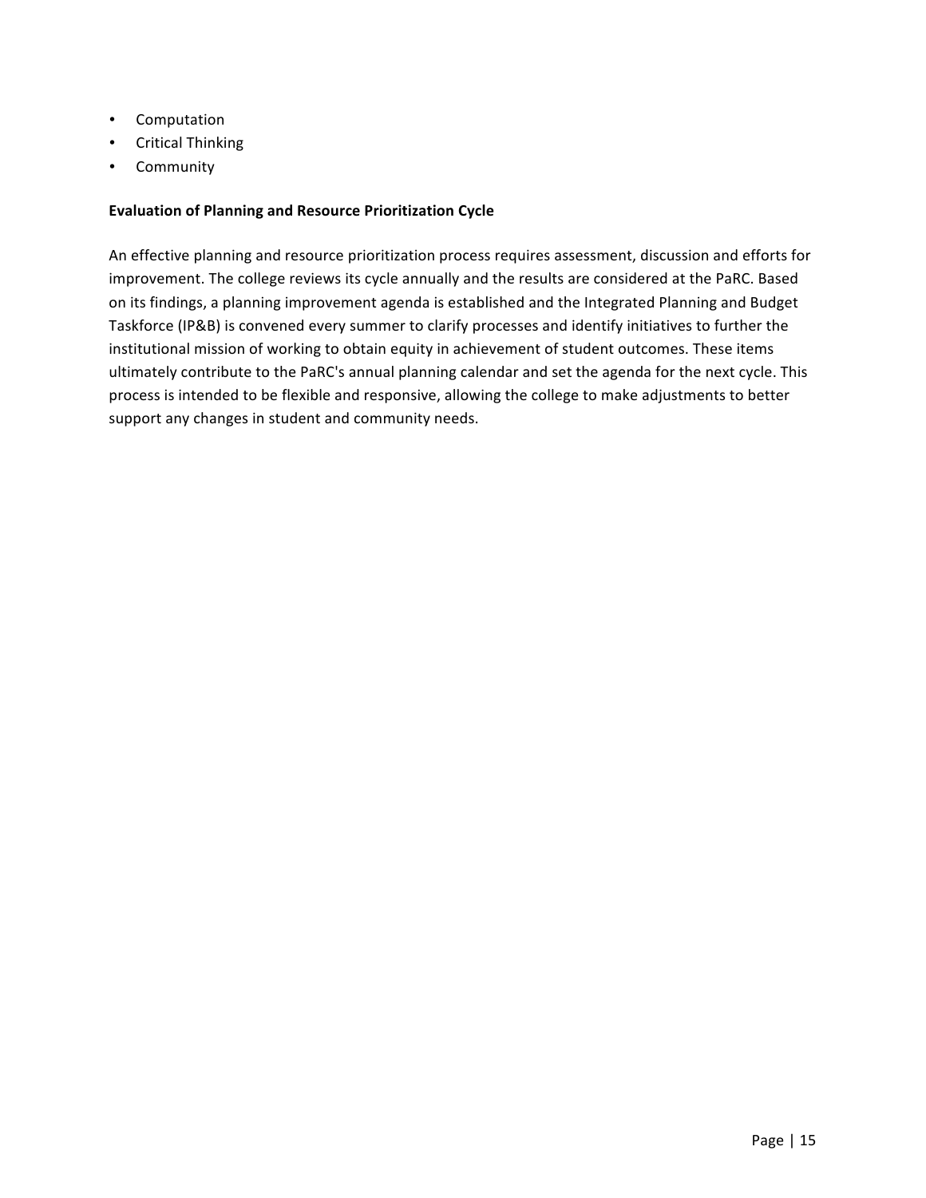- Computation
- Critical Thinking
- Community

**Evaluation of Planning and Resource Prioritization Cycle**

An effective planning and resource prioritization process requires assessment, discussion and efforts for improvement. The college reviews its cycle annually and the results are considered at the PaRC. Based on its findings, a planning improvement agenda is established and the Integrated Planning and Budget Taskforce (IP&B) is convened every summer to clarify processes and identify initiatives to further the institutional mission of working to obtain equity in achievement of student outcomes. These items ultimately contribute to the PaRC's annual planning calendar and set the agenda for the next cycle. This process is intended to be flexible and responsive, allowing the college to make adjustments to better support any changes in student and community needs.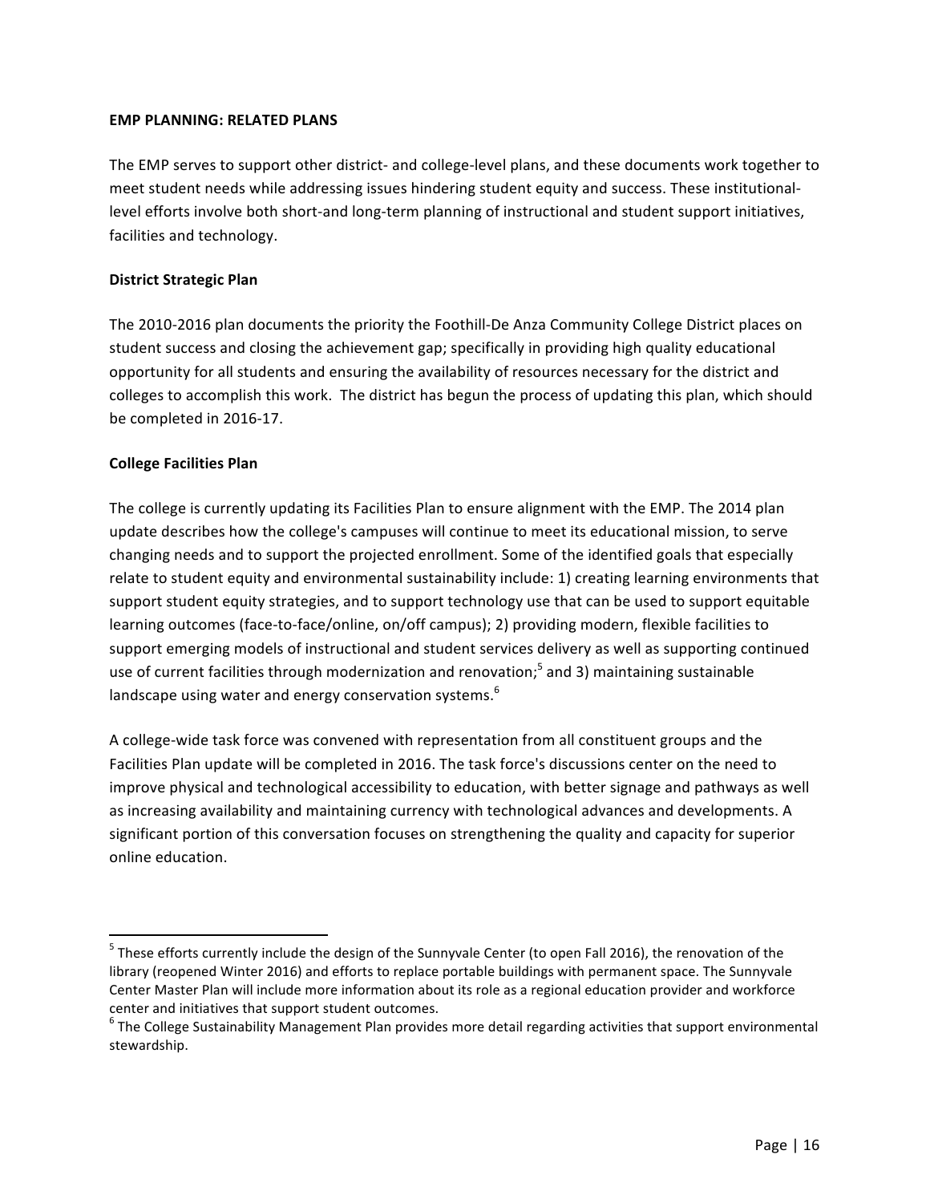**EMP PLANNING: RELATED PLANS**

The EMP serves to support other district- and college-level plans, and these documents work together to meet student needs while addressing issues hindering student equity and success. These institutional-level efforts involve both short-and long-term planning of instructional and student support initiatives, facilities and technology.

**District Strategic Plan**

The 2010-2016 plan documents the priority the Foothill-De Anza Community College District places on student success and closing the achievement gap; specifically in providing high quality educational opportunity for all students and ensuring the availability of resources necessary for the district and colleges to accomplish this work. The district has begun the process of updating this plan, which should be completed in 2016-17.

**College Facilities Plan**

The college is currently updating its Facilities Plan to ensure alignment with the EMP. The 2014 plan update describes how the college's campuses will continue to meet its educational mission, to serve changing needs and to support the projected enrollment. Some of the identified goals that especially relate to student equity and environmental sustainability include: 1) creating learning environments that support student equity strategies, and to support technology use that can be used to support equitable learning outcomes (face-to-face/online, on/off campus); 2) providing modern, flexible facilities to support emerging models of instructional and student services delivery as well as supporting continued use of current facilities through modernization and renovation;[5] and 3) maintaining sustainable landscape using water and energy conservation systems.[6]

A college-wide task force was convened with representation from all constituent groups and the Facilities Plan update will be completed in 2016. The task force's discussions center on the need to improve physical and technological accessibility to education, with better signage and pathways as well as increasing availability and maintaining currency with technological advances and developments. A significant portion of this conversation focuses on strengthening the quality and capacity for superior online education.

---

[5] These efforts currently include the design of the Sunnyvale Center (to open Fall 2016), the renovation of the library (reopened Winter 2016) and efforts to replace portable buildings with permanent space. The Sunnyvale Center Master Plan will include more information about its role as a regional education provider and workforce center and initiatives that support student outcomes.

[6] The College Sustainability Management Plan provides more detail regarding activities that support environmental stewardship.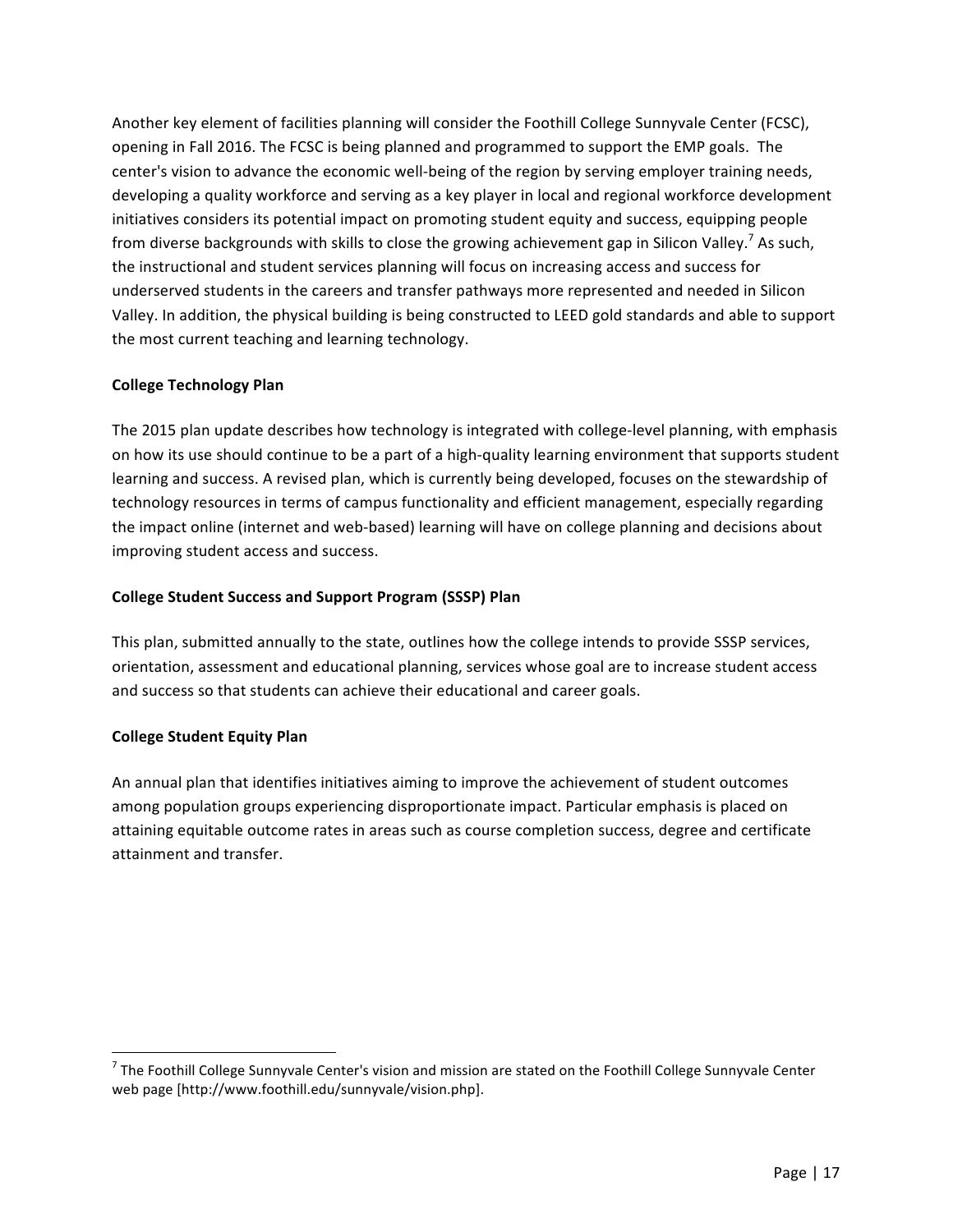Another key element of facilities planning will consider the Foothill College Sunnyvale Center (FCSC), opening in Fall 2016. The FCSC is being planned and programmed to support the EMP goals. The center's vision to advance the economic well-being of the region by serving employer training needs, developing a quality workforce and serving as a key player in local and regional workforce development initiatives considers its potential impact on promoting student equity and success, equipping people from diverse backgrounds with skills to close the growing achievement gap in Silicon Valley.[7] As such, the instructional and student services planning will focus on increasing access and success for underserved students in the careers and transfer pathways more represented and needed in Silicon Valley. In addition, the physical building is being constructed to LEED gold standards and able to support the most current teaching and learning technology.

**College Technology Plan**

The 2015 plan update describes how technology is integrated with college-level planning, with emphasis on how its use should continue to be a part of a high-quality learning environment that supports student learning and success. A revised plan, which is currently being developed, focuses on the stewardship of technology resources in terms of campus functionality and efficient management, especially regarding the impact online (internet and web-based) learning will have on college planning and decisions about improving student access and success.

**College Student Success and Support Program (SSSP) Plan**

This plan, submitted annually to the state, outlines how the college intends to provide SSSP services, orientation, assessment and educational planning, services whose goal are to increase student access and success so that students can achieve their educational and career goals.

**College Student Equity Plan**

An annual plan that identifies initiatives aiming to improve the achievement of student outcomes among population groups experiencing disproportionate impact. Particular emphasis is placed on attaining equitable outcome rates in areas such as course completion success, degree and certificate attainment and transfer.

---

[7] The Foothill College Sunnyvale Center's vision and mission are stated on the Foothill College Sunnyvale Center web page [http://www.foothill.edu/sunnyvale/vision.php].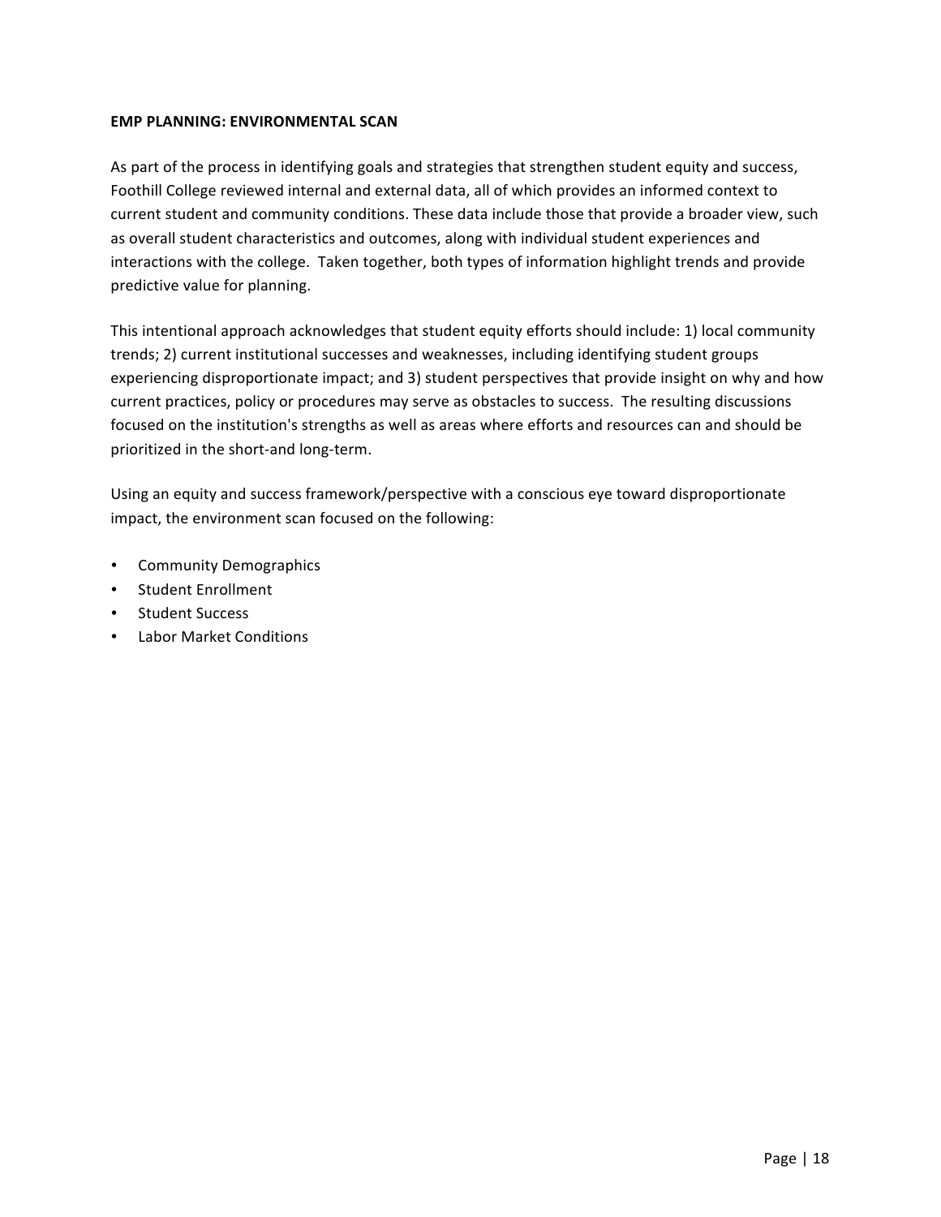**EMP PLANNING: ENVIRONMENTAL SCAN**

As part of the process in identifying goals and strategies that strengthen student equity and success, Foothill College reviewed internal and external data, all of which provides an informed context to current student and community conditions. These data include those that provide a broader view, such as overall student characteristics and outcomes, along with individual student experiences and interactions with the college. Taken together, both types of information highlight trends and provide predictive value for planning.

This intentional approach acknowledges that student equity efforts should include: 1) local community trends; 2) current institutional successes and weaknesses, including identifying student groups experiencing disproportionate impact; and 3) student perspectives that provide insight on why and how current practices, policy or procedures may serve as obstacles to success. The resulting discussions focused on the institution's strengths as well as areas where efforts and resources can and should be prioritized in the short-and long-term.

Using an equity and success framework/perspective with a conscious eye toward disproportionate impact, the environment scan focused on the following:

- Community Demographics
- Student Enrollment
- Student Success
- Labor Market Conditions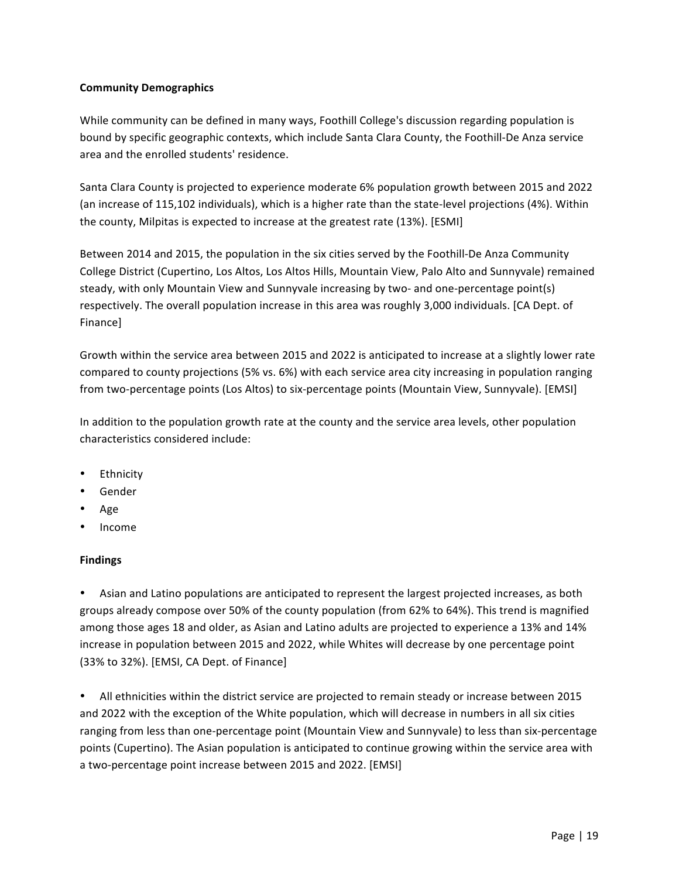**Community Demographics**

While community can be defined in many ways, Foothill College's discussion regarding population is bound by specific geographic contexts, which include Santa Clara County, the Foothill-De Anza service area and the enrolled students' residence.

Santa Clara County is projected to experience moderate 6% population growth between 2015 and 2022 (an increase of 115,102 individuals), which is a higher rate than the state-level projections (4%). Within the county, Milpitas is expected to increase at the greatest rate (13%). [ESMI]

Between 2014 and 2015, the population in the six cities served by the Foothill-De Anza Community College District (Cupertino, Los Altos, Los Altos Hills, Mountain View, Palo Alto and Sunnyvale) remained steady, with only Mountain View and Sunnyvale increasing by two- and one-percentage point(s) respectively. The overall population increase in this area was roughly 3,000 individuals. [CA Dept. of Finance]

Growth within the service area between 2015 and 2022 is anticipated to increase at a slightly lower rate compared to county projections (5% vs. 6%) with each service area city increasing in population ranging from two-percentage points (Los Altos) to six-percentage points (Mountain View, Sunnyvale). [EMSI]

In addition to the population growth rate at the county and the service area levels, other population characteristics considered include:

- Ethnicity
- Gender
- Age
- Income

**Findings**

- Asian and Latino populations are anticipated to represent the largest projected increases, as both groups already compose over 50% of the county population (from 62% to 64%). This trend is magnified among those ages 18 and older, as Asian and Latino adults are projected to experience a 13% and 14% increase in population between 2015 and 2022, while Whites will decrease by one percentage point (33% to 32%). [EMSI, CA Dept. of Finance]

- All ethnicities within the district service are projected to remain steady or increase between 2015 and 2022 with the exception of the White population, which will decrease in numbers in all six cities ranging from less than one-percentage point (Mountain View and Sunnyvale) to less than six-percentage points (Cupertino). The Asian population is anticipated to continue growing within the service area with a two-percentage point increase between 2015 and 2022. [EMSI]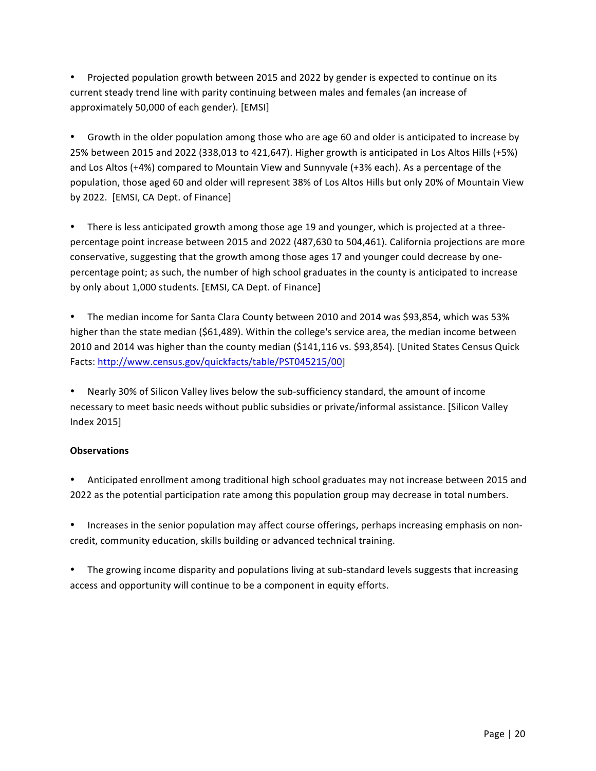- Projected population growth between 2015 and 2022 by gender is expected to continue on its current steady trend line with parity continuing between males and females (an increase of approximately 50,000 of each gender). [EMSI]

- Growth in the older population among those who are age 60 and older is anticipated to increase by 25% between 2015 and 2022 (338,013 to 421,647). Higher growth is anticipated in Los Altos Hills (+5%) and Los Altos (+4%) compared to Mountain View and Sunnyvale (+3% each). As a percentage of the population, those aged 60 and older will represent 38% of Los Altos Hills but only 20% of Mountain View by 2022. [EMSI, CA Dept. of Finance]

- There is less anticipated growth among those age 19 and younger, which is projected at a three-percentage point increase between 2015 and 2022 (487,630 to 504,461). California projections are more conservative, suggesting that the growth among those ages 17 and younger could decrease by one-percentage point; as such, the number of high school graduates in the county is anticipated to increase by only about 1,000 students. [EMSI, CA Dept. of Finance]

- The median income for Santa Clara County between 2010 and 2014 was $93,854, which was 53% higher than the state median ($61,489). Within the college's service area, the median income between 2010 and 2014 was higher than the county median ($141,116 vs. $93,854). [United States Census Quick Facts: http://www.census.gov/quickfacts/table/PST045215/00]

- Nearly 30% of Silicon Valley lives below the sub-sufficiency standard, the amount of income necessary to meet basic needs without public subsidies or private/informal assistance. [Silicon Valley Index 2015]

**Observations**

- Anticipated enrollment among traditional high school graduates may not increase between 2015 and 2022 as the potential participation rate among this population group may decrease in total numbers.

- Increases in the senior population may affect course offerings, perhaps increasing emphasis on non-credit, community education, skills building or advanced technical training.

- The growing income disparity and populations living at sub-standard levels suggests that increasing access and opportunity will continue to be a component in equity efforts.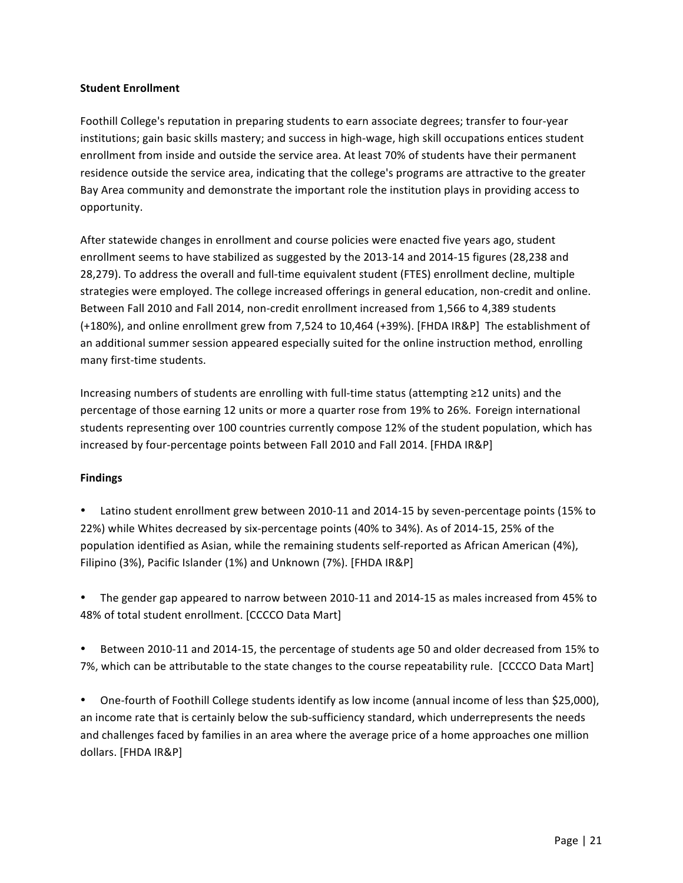**Student Enrollment**

Foothill College's reputation in preparing students to earn associate degrees; transfer to four-year institutions; gain basic skills mastery; and success in high-wage, high skill occupations entices student enrollment from inside and outside the service area. At least 70% of students have their permanent residence outside the service area, indicating that the college's programs are attractive to the greater Bay Area community and demonstrate the important role the institution plays in providing access to opportunity.

After statewide changes in enrollment and course policies were enacted five years ago, student enrollment seems to have stabilized as suggested by the 2013-14 and 2014-15 figures (28,238 and 28,279). To address the overall and full-time equivalent student (FTES) enrollment decline, multiple strategies were employed. The college increased offerings in general education, non-credit and online. Between Fall 2010 and Fall 2014, non-credit enrollment increased from 1,566 to 4,389 students (+180%), and online enrollment grew from 7,524 to 10,464 (+39%). [FHDA IR&P] The establishment of an additional summer session appeared especially suited for the online instruction method, enrolling many first-time students.

Increasing numbers of students are enrolling with full-time status (attempting ≥12 units) and the percentage of those earning 12 units or more a quarter rose from 19% to 26%. Foreign international students representing over 100 countries currently compose 12% of the student population, which has increased by four-percentage points between Fall 2010 and Fall 2014. [FHDA IR&P]

**Findings**

- Latino student enrollment grew between 2010-11 and 2014-15 by seven-percentage points (15% to 22%) while Whites decreased by six-percentage points (40% to 34%). As of 2014-15, 25% of the population identified as Asian, while the remaining students self-reported as African American (4%), Filipino (3%), Pacific Islander (1%) and Unknown (7%). [FHDA IR&P]

- The gender gap appeared to narrow between 2010-11 and 2014-15 as males increased from 45% to 48% of total student enrollment. [CCCCO Data Mart]

- Between 2010-11 and 2014-15, the percentage of students age 50 and older decreased from 15% to 7%, which can be attributable to the state changes to the course repeatability rule. [CCCCO Data Mart]

- One-fourth of Foothill College students identify as low income (annual income of less than $25,000), an income rate that is certainly below the sub-sufficiency standard, which underrepresents the needs and challenges faced by families in an area where the average price of a home approaches one million dollars. [FHDA IR&P]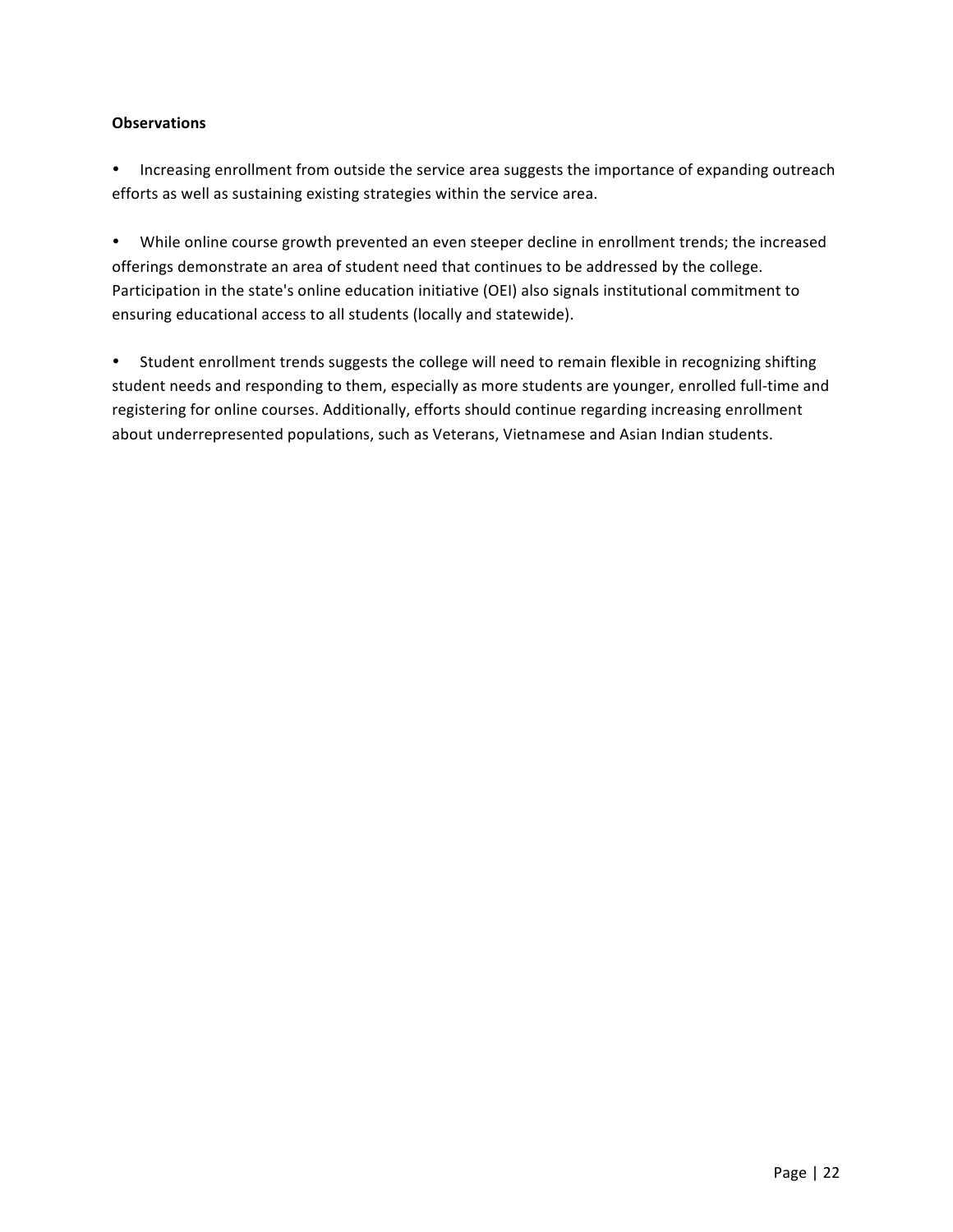**Observations**

- Increasing enrollment from outside the service area suggests the importance of expanding outreach efforts as well as sustaining existing strategies within the service area.

- While online course growth prevented an even steeper decline in enrollment trends; the increased offerings demonstrate an area of student need that continues to be addressed by the college. Participation in the state's online education initiative (OEI) also signals institutional commitment to ensuring educational access to all students (locally and statewide).

- Student enrollment trends suggests the college will need to remain flexible in recognizing shifting student needs and responding to them, especially as more students are younger, enrolled full-time and registering for online courses. Additionally, efforts should continue regarding increasing enrollment about underrepresented populations, such as Veterans, Vietnamese and Asian Indian students.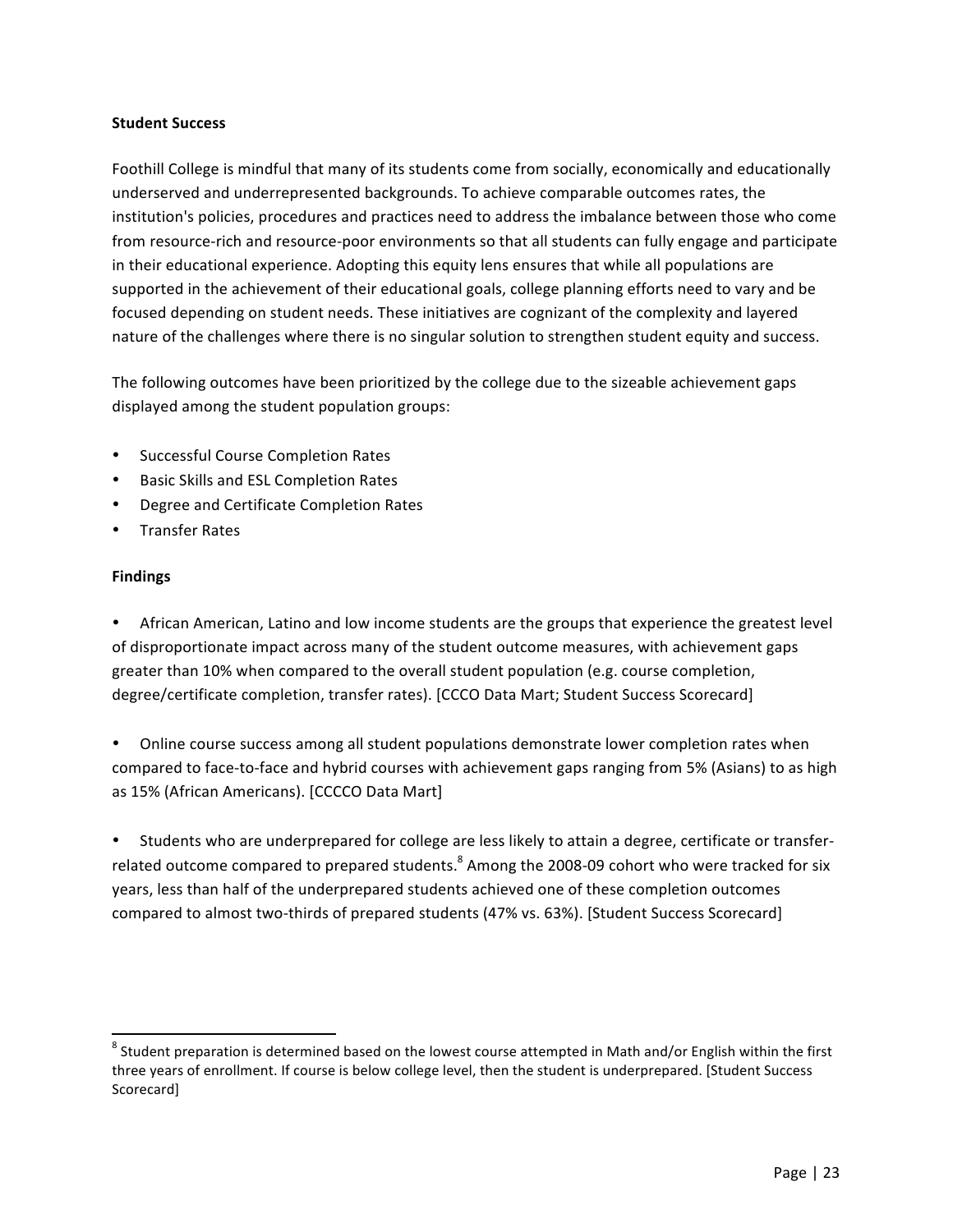**Student Success**

Foothill College is mindful that many of its students come from socially, economically and educationally underserved and underrepresented backgrounds. To achieve comparable outcomes rates, the institution's policies, procedures and practices need to address the imbalance between those who come from resource-rich and resource-poor environments so that all students can fully engage and participate in their educational experience. Adopting this equity lens ensures that while all populations are supported in the achievement of their educational goals, college planning efforts need to vary and be focused depending on student needs. These initiatives are cognizant of the complexity and layered nature of the challenges where there is no singular solution to strengthen student equity and success.

The following outcomes have been prioritized by the college due to the sizeable achievement gaps displayed among the student population groups:

- Successful Course Completion Rates
- Basic Skills and ESL Completion Rates
- Degree and Certificate Completion Rates
- Transfer Rates

**Findings**

- African American, Latino and low income students are the groups that experience the greatest level of disproportionate impact across many of the student outcome measures, with achievement gaps greater than 10% when compared to the overall student population (e.g. course completion, degree/certificate completion, transfer rates). [CCCO Data Mart; Student Success Scorecard]

- Online course success among all student populations demonstrate lower completion rates when compared to face-to-face and hybrid courses with achievement gaps ranging from 5% (Asians) to as high as 15% (African Americans). [CCCCO Data Mart]

- Students who are underprepared for college are less likely to attain a degree, certificate or transfer-related outcome compared to prepared students.[8] Among the 2008-09 cohort who were tracked for six years, less than half of the underprepared students achieved one of these completion outcomes compared to almost two-thirds of prepared students (47% vs. 63%). [Student Success Scorecard]

---

[8] Student preparation is determined based on the lowest course attempted in Math and/or English within the first three years of enrollment. If course is below college level, then the student is underprepared. [Student Success Scorecard]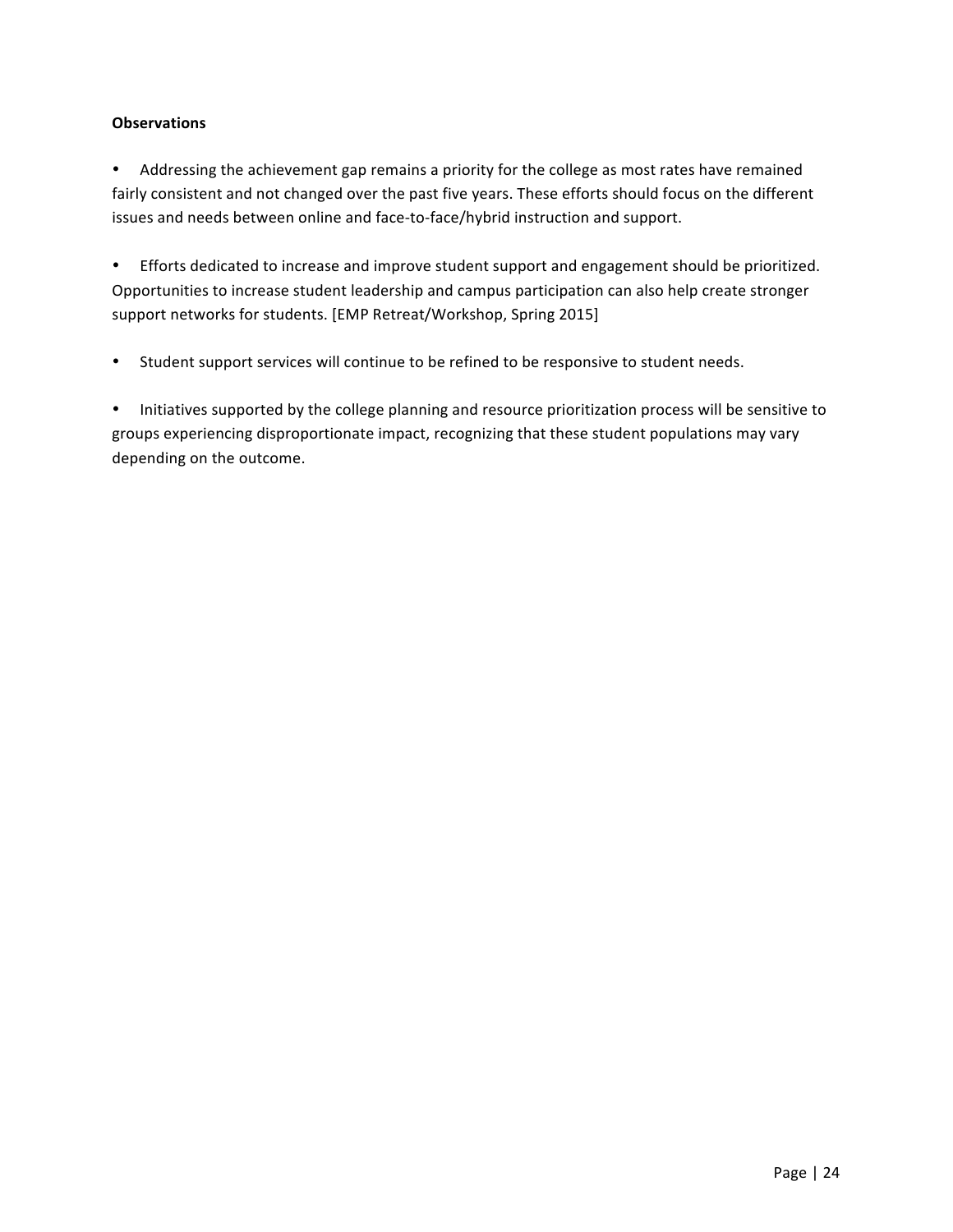**Observations**

- Addressing the achievement gap remains a priority for the college as most rates have remained fairly consistent and not changed over the past five years. These efforts should focus on the different issues and needs between online and face-to-face/hybrid instruction and support.

- Efforts dedicated to increase and improve student support and engagement should be prioritized. Opportunities to increase student leadership and campus participation can also help create stronger support networks for students. [EMP Retreat/Workshop, Spring 2015]

- Student support services will continue to be refined to be responsive to student needs.

- Initiatives supported by the college planning and resource prioritization process will be sensitive to groups experiencing disproportionate impact, recognizing that these student populations may vary depending on the outcome.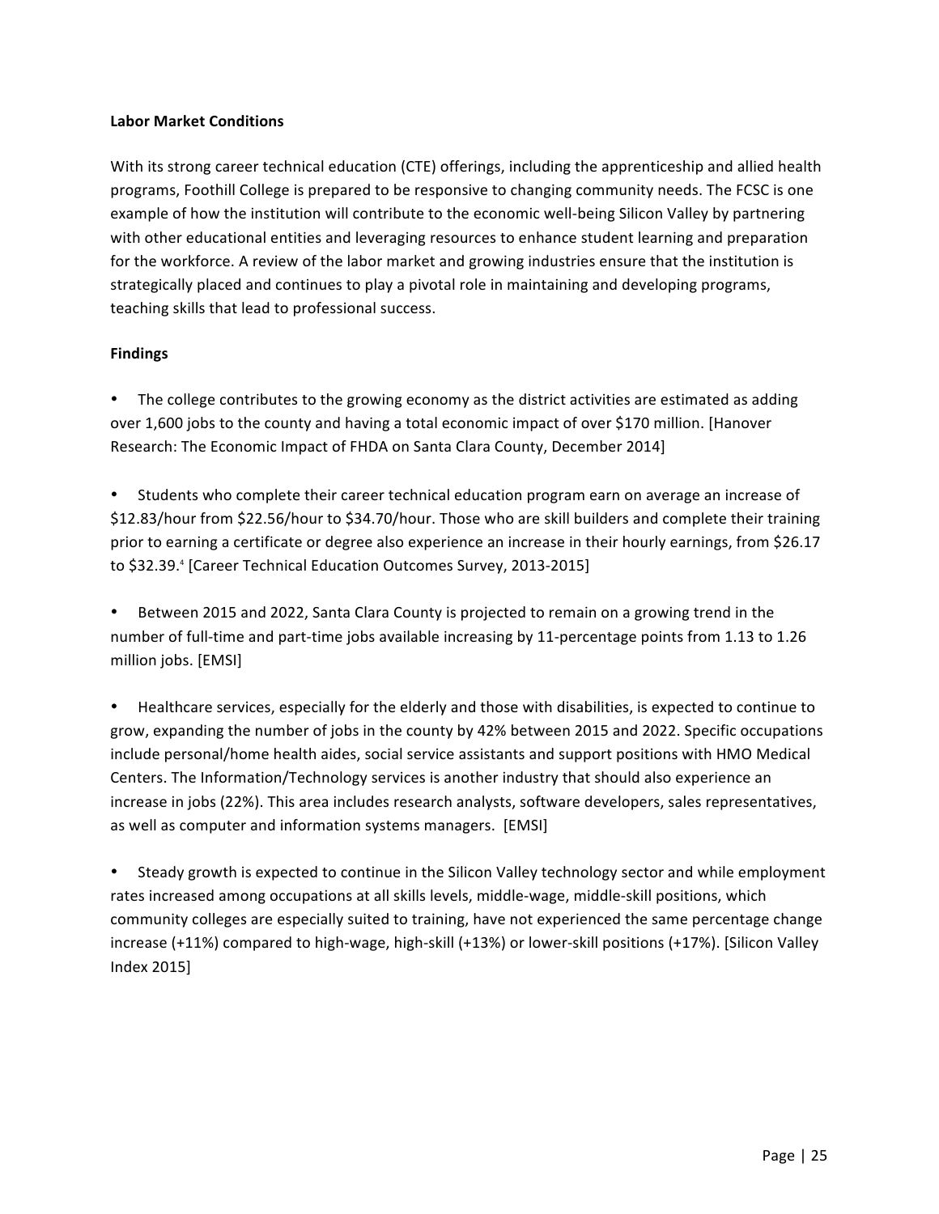**Labor Market Conditions**

With its strong career technical education (CTE) offerings, including the apprenticeship and allied health programs, Foothill College is prepared to be responsive to changing community needs. The FCSC is one example of how the institution will contribute to the economic well-being Silicon Valley by partnering with other educational entities and leveraging resources to enhance student learning and preparation for the workforce. A review of the labor market and growing industries ensure that the institution is strategically placed and continues to play a pivotal role in maintaining and developing programs, teaching skills that lead to professional success.

**Findings**

- The college contributes to the growing economy as the district activities are estimated as adding over 1,600 jobs to the county and having a total economic impact of over $170 million. [Hanover Research: The Economic Impact of FHDA on Santa Clara County, December 2014]

- Students who complete their career technical education program earn on average an increase of $12.83/hour from $22.56/hour to $34.70/hour. Those who are skill builders and complete their training prior to earning a certificate or degree also experience an increase in their hourly earnings, from $26.17 to $32.39.[4] [Career Technical Education Outcomes Survey, 2013-2015]

- Between 2015 and 2022, Santa Clara County is projected to remain on a growing trend in the number of full-time and part-time jobs available increasing by 11-percentage points from 1.13 to 1.26 million jobs. [EMSI]

- Healthcare services, especially for the elderly and those with disabilities, is expected to continue to grow, expanding the number of jobs in the county by 42% between 2015 and 2022. Specific occupations include personal/home health aides, social service assistants and support positions with HMO Medical Centers. The Information/Technology services is another industry that should also experience an increase in jobs (22%). This area includes research analysts, software developers, sales representatives, as well as computer and information systems managers. [EMSI]

- Steady growth is expected to continue in the Silicon Valley technology sector and while employment rates increased among occupations at all skills levels, middle-wage, middle-skill positions, which community colleges are especially suited to training, have not experienced the same percentage change increase (+11%) compared to high-wage, high-skill (+13%) or lower-skill positions (+17%). [Silicon Valley Index 2015]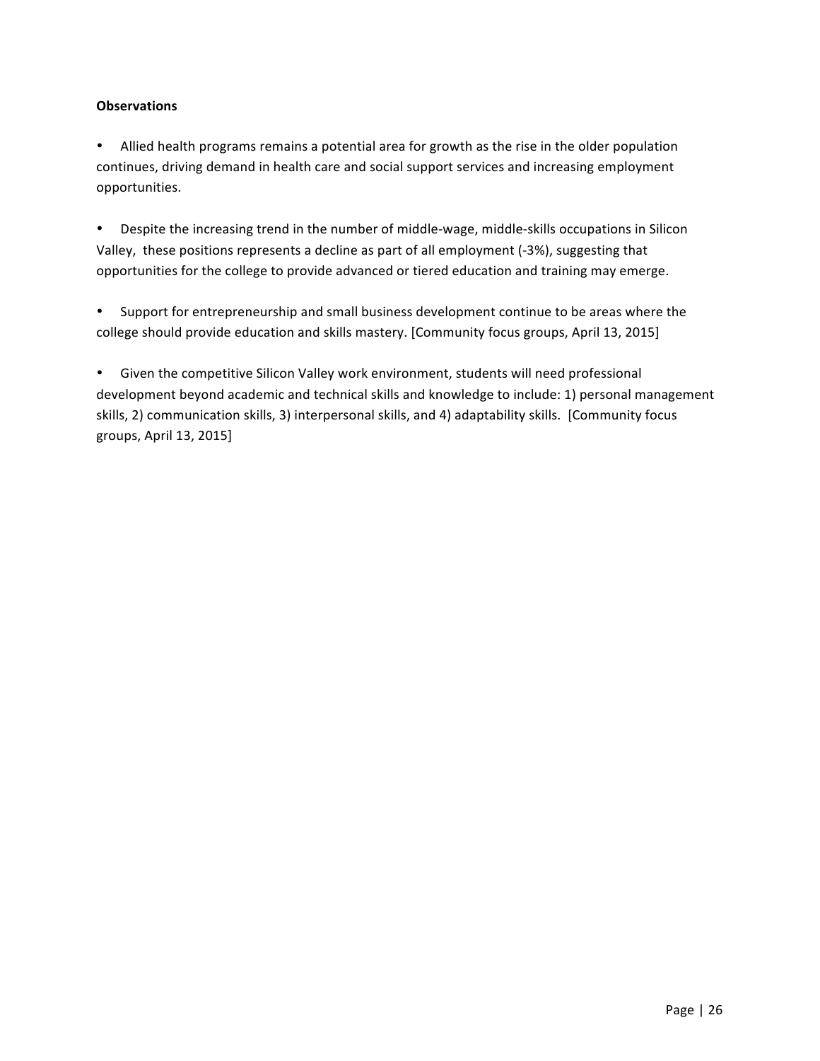**Observations**

- Allied health programs remains a potential area for growth as the rise in the older population continues, driving demand in health care and social support services and increasing employment opportunities.

- Despite the increasing trend in the number of middle-wage, middle-skills occupations in Silicon Valley, these positions represents a decline as part of all employment (-3%), suggesting that opportunities for the college to provide advanced or tiered education and training may emerge.

- Support for entrepreneurship and small business development continue to be areas where the college should provide education and skills mastery. [Community focus groups, April 13, 2015]

- Given the competitive Silicon Valley work environment, students will need professional development beyond academic and technical skills and knowledge to include: 1) personal management skills, 2) communication skills, 3) interpersonal skills, and 4) adaptability skills. [Community focus groups, April 13, 2015]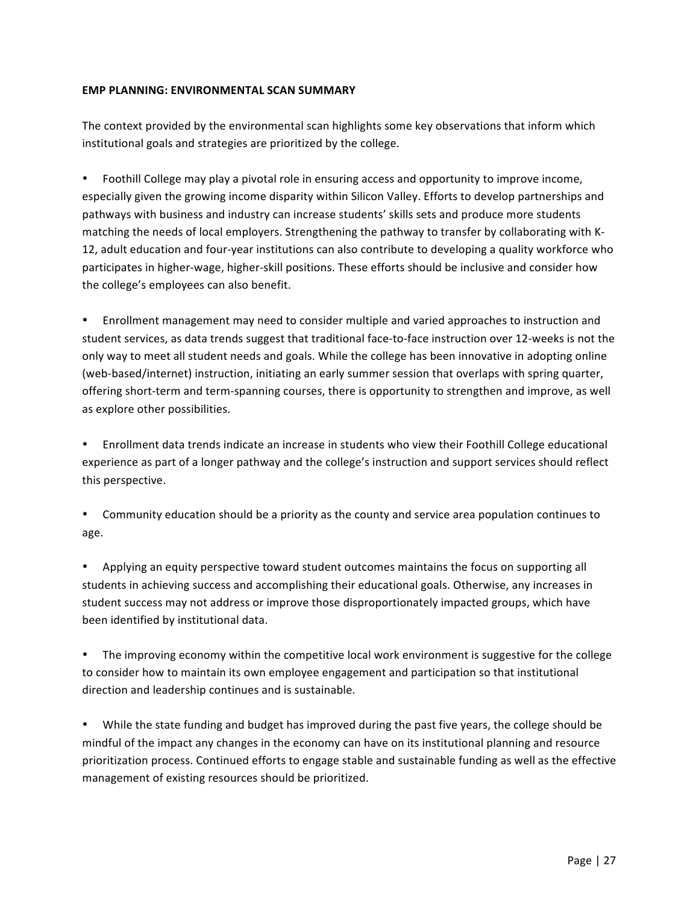**EMP PLANNING: ENVIRONMENTAL SCAN SUMMARY**

The context provided by the environmental scan highlights some key observations that inform which institutional goals and strategies are prioritized by the college.

- Foothill College may play a pivotal role in ensuring access and opportunity to improve income, especially given the growing income disparity within Silicon Valley. Efforts to develop partnerships and pathways with business and industry can increase students' skills sets and produce more students matching the needs of local employers. Strengthening the pathway to transfer by collaborating with K-12, adult education and four-year institutions can also contribute to developing a quality workforce who participates in higher-wage, higher-skill positions. These efforts should be inclusive and consider how the college's employees can also benefit.

- Enrollment management may need to consider multiple and varied approaches to instruction and student services, as data trends suggest that traditional face-to-face instruction over 12-weeks is not the only way to meet all student needs and goals. While the college has been innovative in adopting online (web-based/internet) instruction, initiating an early summer session that overlaps with spring quarter, offering short-term and term-spanning courses, there is opportunity to strengthen and improve, as well as explore other possibilities.

- Enrollment data trends indicate an increase in students who view their Foothill College educational experience as part of a longer pathway and the college's instruction and support services should reflect this perspective.

- Community education should be a priority as the county and service area population continues to age.

- Applying an equity perspective toward student outcomes maintains the focus on supporting all students in achieving success and accomplishing their educational goals. Otherwise, any increases in student success may not address or improve those disproportionately impacted groups, which have been identified by institutional data.

- The improving economy within the competitive local work environment is suggestive for the college to consider how to maintain its own employee engagement and participation so that institutional direction and leadership continues and is sustainable.

- While the state funding and budget has improved during the past five years, the college should be mindful of the impact any changes in the economy can have on its institutional planning and resource prioritization process. Continued efforts to engage stable and sustainable funding as well as the effective management of existing resources should be prioritized.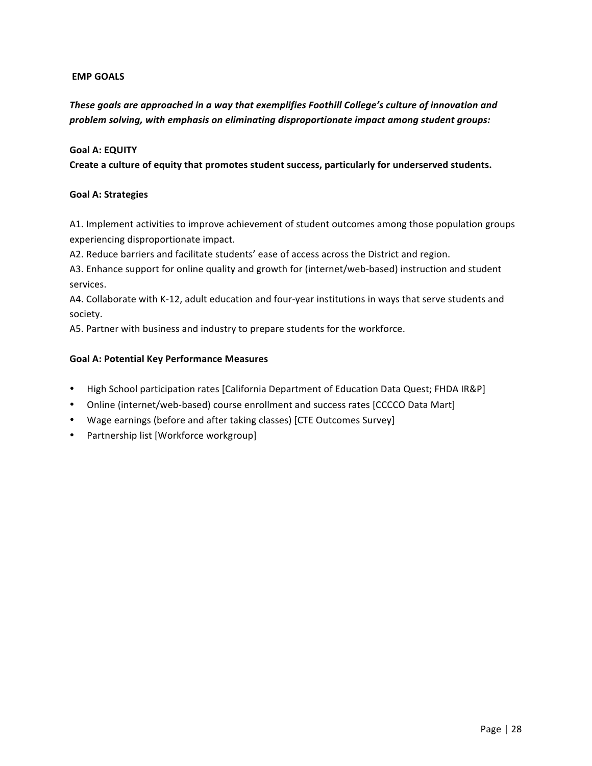## EMP GOALS

***These goals are approached in a way that exemplifies Foothill College's culture of innovation and problem solving, with emphasis on eliminating disproportionate impact among student groups:***

**Goal A: EQUITY**
**Create a culture of equity that promotes student success, particularly for underserved students.**

**Goal A: Strategies**

A1. Implement activities to improve achievement of student outcomes among those population groups experiencing disproportionate impact.
A2. Reduce barriers and facilitate students' ease of access across the District and region.
A3. Enhance support for online quality and growth for (internet/web-based) instruction and student services.
A4. Collaborate with K-12, adult education and four-year institutions in ways that serve students and society.
A5. Partner with business and industry to prepare students for the workforce.

**Goal A: Potential Key Performance Measures**

- High School participation rates [California Department of Education Data Quest; FHDA IR&P]
- Online (internet/web-based) course enrollment and success rates [CCCCO Data Mart]
- Wage earnings (before and after taking classes) [CTE Outcomes Survey]
- Partnership list [Workforce workgroup]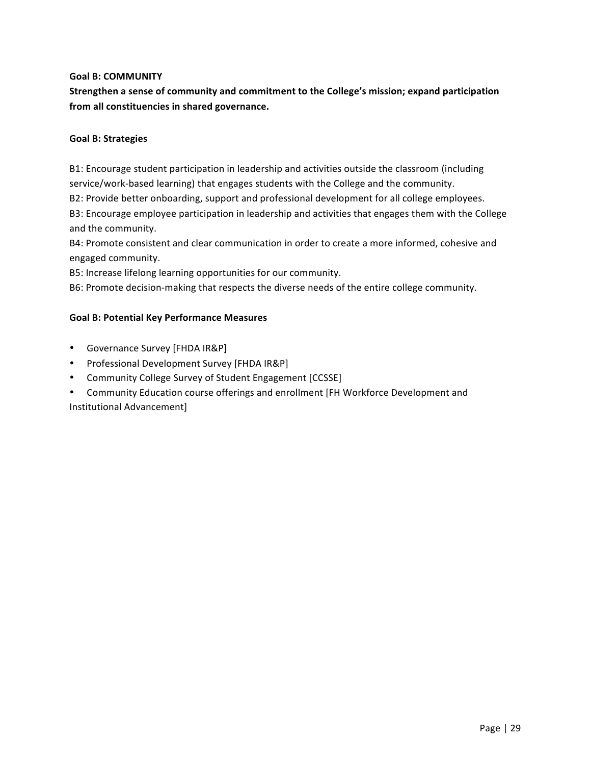**Goal B: COMMUNITY**

**Strengthen a sense of community and commitment to the College's mission; expand participation from all constituencies in shared governance.**

**Goal B: Strategies**

B1: Encourage student participation in leadership and activities outside the classroom (including service/work-based learning) that engages students with the College and the community.
B2: Provide better onboarding, support and professional development for all college employees.
B3: Encourage employee participation in leadership and activities that engages them with the College and the community.
B4: Promote consistent and clear communication in order to create a more informed, cohesive and engaged community.
B5: Increase lifelong learning opportunities for our community.
B6: Promote decision-making that respects the diverse needs of the entire college community.

**Goal B: Potential Key Performance Measures**

- Governance Survey [FHDA IR&P]
- Professional Development Survey [FHDA IR&P]
- Community College Survey of Student Engagement [CCSSE]
- Community Education course offerings and enrollment [FH Workforce Development and Institutional Advancement]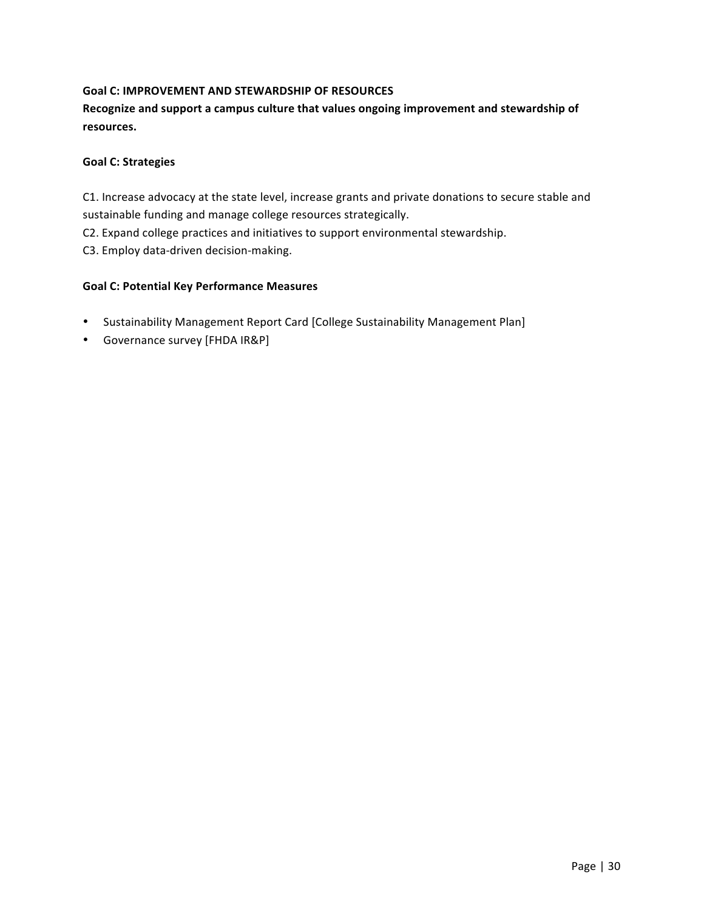**Goal C: IMPROVEMENT AND STEWARDSHIP OF RESOURCES**

**Recognize and support a campus culture that values ongoing improvement and stewardship of resources.**

**Goal C: Strategies**

C1. Increase advocacy at the state level, increase grants and private donations to secure stable and sustainable funding and manage college resources strategically.
C2. Expand college practices and initiatives to support environmental stewardship.
C3. Employ data-driven decision-making.

**Goal C: Potential Key Performance Measures**

- Sustainability Management Report Card [College Sustainability Management Plan]
- Governance survey [FHDA IR&P]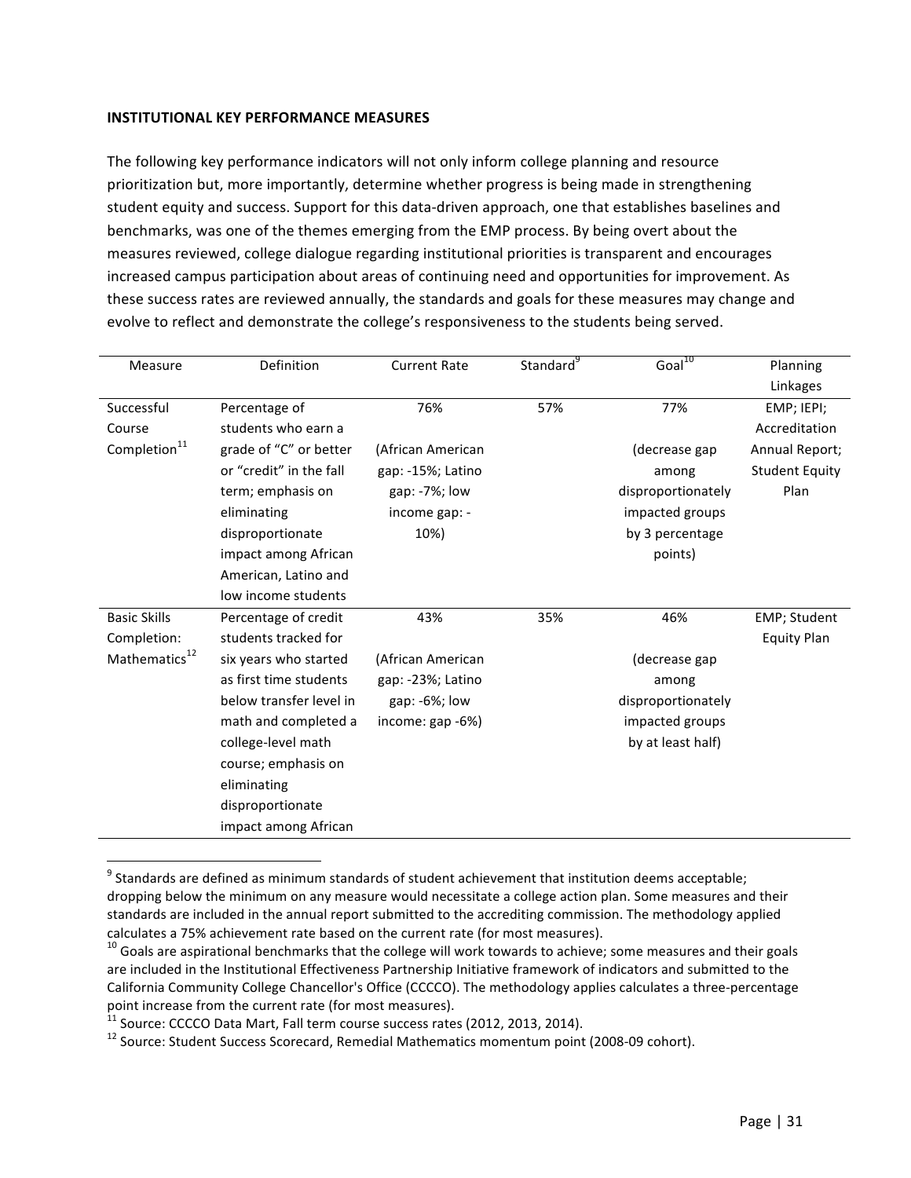**INSTITUTIONAL KEY PERFORMANCE MEASURES**

The following key performance indicators will not only inform college planning and resource prioritization but, more importantly, determine whether progress is being made in strengthening student equity and success. Support for this data-driven approach, one that establishes baselines and benchmarks, was one of the themes emerging from the EMP process. By being overt about the measures reviewed, college dialogue regarding institutional priorities is transparent and encourages increased campus participation about areas of continuing need and opportunities for improvement. As these success rates are reviewed annually, the standards and goals for these measures may change and evolve to reflect and demonstrate the college's responsiveness to the students being served.

| Measure | Definition | Current Rate | Standard[9] | Goal[10] | Planning Linkages |
|---|---|---|---|---|---|
| Successful Course Completion[11] | Percentage of students who earn a grade of "C" or better or "credit" in the fall term; emphasis on eliminating disproportionate impact among African American, Latino and low income students | 76% (African American gap: -15%; Latino gap: -7%; low income gap: -10%) | 57% | 77% (decrease gap among disproportionately impacted groups by 3 percentage points) | EMP; IEPI; Accreditation Annual Report; Student Equity Plan |
| Basic Skills Completion: Mathematics[12] | Percentage of credit students tracked for six years who started as first time students below transfer level in math and completed a college-level math course; emphasis on eliminating disproportionate impact among African | 43% (African American gap: -23%; Latino gap: -6%; low income: gap -6%) | 35% | 46% (decrease gap among disproportionately impacted groups by at least half) | EMP; Student Equity Plan |

[9] Standards are defined as minimum standards of student achievement that institution deems acceptable; dropping below the minimum on any measure would necessitate a college action plan. Some measures and their standards are included in the annual report submitted to the accrediting commission. The methodology applied calculates a 75% achievement rate based on the current rate (for most measures).

[10] Goals are aspirational benchmarks that the college will work towards to achieve; some measures and their goals are included in the Institutional Effectiveness Partnership Initiative framework of indicators and submitted to the California Community College Chancellor's Office (CCCCO). The methodology applies calculates a three-percentage point increase from the current rate (for most measures).

[11] Source: CCCCO Data Mart, Fall term course success rates (2012, 2013, 2014).

[12] Source: Student Success Scorecard, Remedial Mathematics momentum point (2008-09 cohort).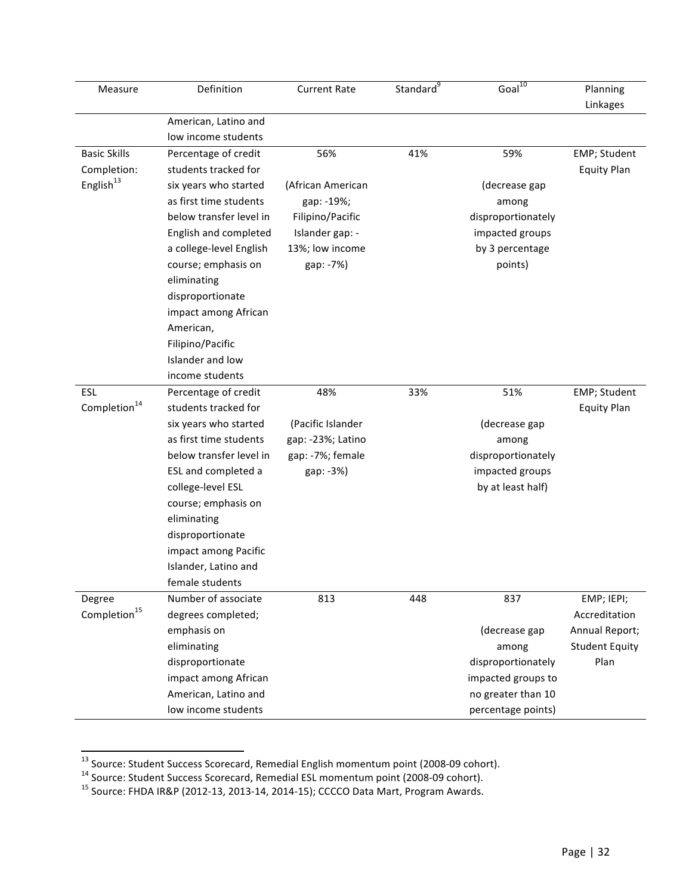| Measure | Definition | Current Rate | Standard[9] | Goal[10] | Planning Linkages |
|---|---|---|---|---|---|
| | American, Latino and low income students | | | | |
| Basic Skills Completion: English[13] | Percentage of credit students tracked for six years who started as first time students below transfer level in English and completed a college-level English course; emphasis on eliminating disproportionate impact among African American, Filipino/Pacific Islander and low income students | 56% (African American gap: -19%; Filipino/Pacific Islander gap: -13%; low income gap: -7%) | 41% | 59% (decrease gap among disproportionately impacted groups by 3 percentage points) | EMP; Student Equity Plan |
| ESL Completion[14] | Percentage of credit students tracked for six years who started as first time students below transfer level in ESL and completed a college-level ESL course; emphasis on eliminating disproportionate impact among Pacific Islander, Latino and female students | 48% (Pacific Islander gap: -23%; Latino gap: -7%; female gap: -3%) | 33% | 51% (decrease gap among disproportionately impacted groups by at least half) | EMP; Student Equity Plan |
| Degree Completion[15] | Number of associate degrees completed; emphasis on eliminating disproportionate impact among African American, Latino and low income students | 813 | 448 | 837 (decrease gap among disproportionately impacted groups to no greater than 10 percentage points) | EMP; IEPI; Accreditation Annual Report; Student Equity Plan |

[13] Source: Student Success Scorecard, Remedial English momentum point (2008-09 cohort).

[14] Source: Student Success Scorecard, Remedial ESL momentum point (2008-09 cohort).

[15] Source: FHDA IR&P (2012-13, 2013-14, 2014-15); CCCCO Data Mart, Program Awards.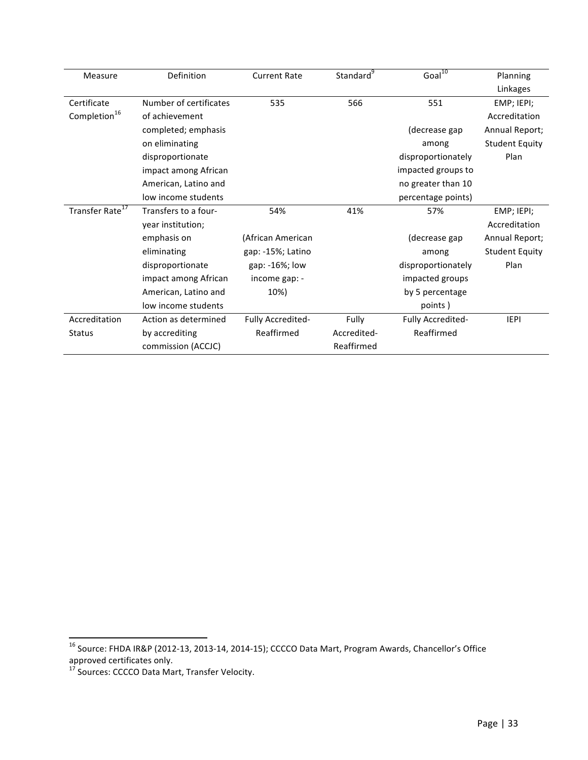| Measure | Definition | Current Rate | Standard[9] | Goal[10] | Planning Linkages |
| --- | --- | --- | --- | --- | --- |
| Certificate Completion[16] | Number of certificates of achievement completed; emphasis on eliminating disproportionate impact among African American, Latino and low income students | 535 | 566 | 551 (decrease gap among disproportionately impacted groups to no greater than 10 percentage points) | EMP; IEPI; Accreditation Annual Report; Student Equity Plan |
| Transfer Rate[17] | Transfers to a four-year institution; emphasis on eliminating disproportionate impact among African American, Latino and low income students | 54% (African American gap: -15%; Latino gap: -16%; low income gap: -10%) | 41% | 57% (decrease gap among disproportionately impacted groups by 5 percentage points ) | EMP; IEPI; Accreditation Annual Report; Student Equity Plan |
| Accreditation Status | Action as determined by accrediting commission (ACCJC) | Fully Accredited-Reaffirmed | Fully Accredited-Reaffirmed | Fully Accredited-Reaffirmed | IEPI |

[16] Source: FHDA IR&P (2012-13, 2013-14, 2014-15); CCCCO Data Mart, Program Awards, Chancellor's Office approved certificates only.

[17] Sources: CCCCO Data Mart, Transfer Velocity.